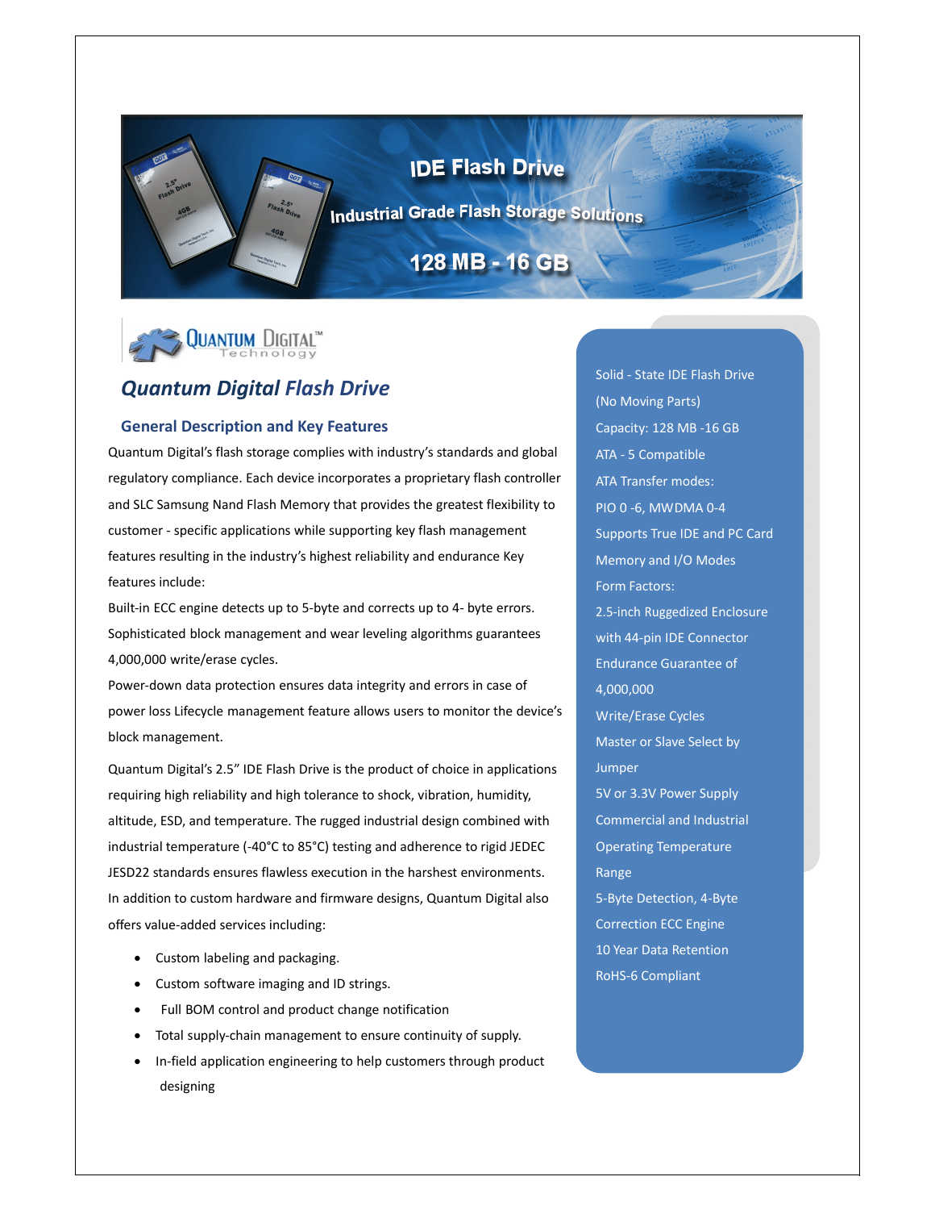# IDE Flash Drive

Industrial Grade Flash Storage Solutions

128 MB - 16 GB

Quantum Digital Technology

## Quantum Digital Flash Drive

### General Description and Key Features

Quantum Digital's flash storage complies with industry's standards and global regulatory compliance. Each device incorporates a proprietary flash controller and SLC Samsung Nand Flash Memory that provides the greatest flexibility to customer - specific applications while supporting key flash management features resulting in the industry's highest reliability and endurance Key features include:

Built-in ECC engine detects up to 5-byte and corrects up to 4- byte errors.

Sophisticated block management and wear leveling algorithms guarantees 4,000,000 write/erase cycles.

Power-down data protection ensures data integrity and errors in case of power loss Lifecycle management feature allows users to monitor the device's block management.

Quantum Digital's 2.5" IDE Flash Drive is the product of choice in applications requiring high reliability and high tolerance to shock, vibration, humidity, altitude, ESD, and temperature. The rugged industrial design combined with industrial temperature (-40°C to 85°C) testing and adherence to rigid JEDEC JESD22 standards ensures flawless execution in the harshest environments. In addition to custom hardware and firmware designs, Quantum Digital also offers value-added services including:

- Custom labeling and packaging.
- Custom software imaging and ID strings.
- Full BOM control and product change notification
- Total supply-chain management to ensure continuity of supply.
- In-field application engineering to help customers through product designing

Solid - State IDE Flash Drive (No Moving Parts)

Capacity: 128 MB -16 GB

ATA - 5 Compatible

ATA Transfer modes: PIO 0 -6, MWDMA 0-4

Supports True IDE and PC Card Memory and I/O Modes

Form Factors: 2.5-inch Ruggedized Enclosure with 44-pin IDE Connector

Endurance Guarantee of 4,000,000 Write/Erase Cycles

Master or Slave Select by Jumper

5V or 3.3V Power Supply

Commercial and Industrial Operating Temperature Range

5-Byte Detection, 4-Byte Correction ECC Engine

10 Year Data Retention

RoHS-6 Compliant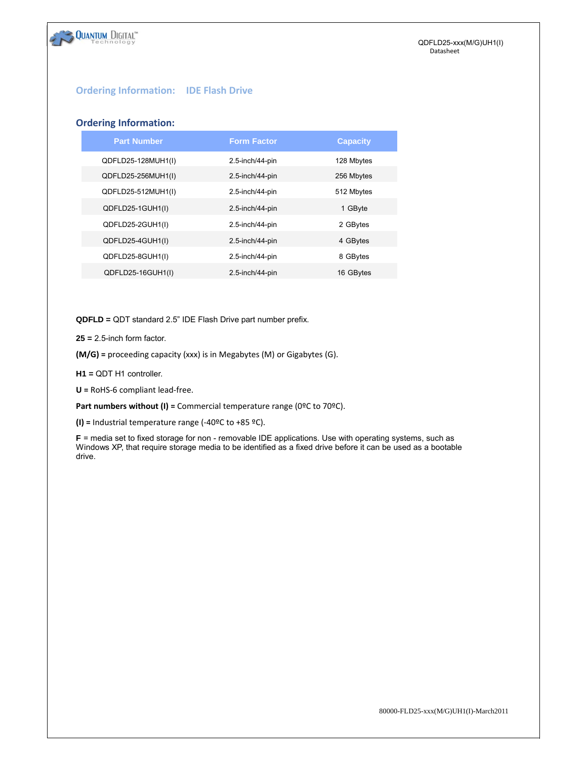## Ordering Information: IDE Flash Drive

### Ordering Information:

| Part Number | Form Factor | Capacity |
|---|---|---|
| QDFLD25-128MUH1(I) | 2.5-inch/44-pin | 128 Mbytes |
| QDFLD25-256MUH1(I) | 2.5-inch/44-pin | 256 Mbytes |
| QDFLD25-512MUH1(I) | 2.5-inch/44-pin | 512 Mbytes |
| QDFLD25-1GUH1(I) | 2.5-inch/44-pin | 1 GByte |
| QDFLD25-2GUH1(I) | 2.5-inch/44-pin | 2 GBytes |
| QDFLD25-4GUH1(I) | 2.5-inch/44-pin | 4 GBytes |
| QDFLD25-8GUH1(I) | 2.5-inch/44-pin | 8 GBytes |
| QDFLD25-16GUH1(I) | 2.5-inch/44-pin | 16 GBytes |

**QDFLD =** QDT standard 2.5” IDE Flash Drive part number prefix.

**25 =** 2.5-inch form factor.

**(M/G) =** proceeding capacity (xxx) is in Megabytes (M) or Gigabytes (G).

**H1 =** QDT H1 controller.

**U =** RoHS-6 compliant lead-free.

**Part numbers without (I) =** Commercial temperature range (0ºC to 70ºC).

**(I) =** Industrial temperature range (-40ºC to +85 ºC).

**F** = media set to fixed storage for non - removable IDE applications. Use with operating systems, such as Windows XP, that require storage media to be identified as a fixed drive before it can be used as a bootable drive.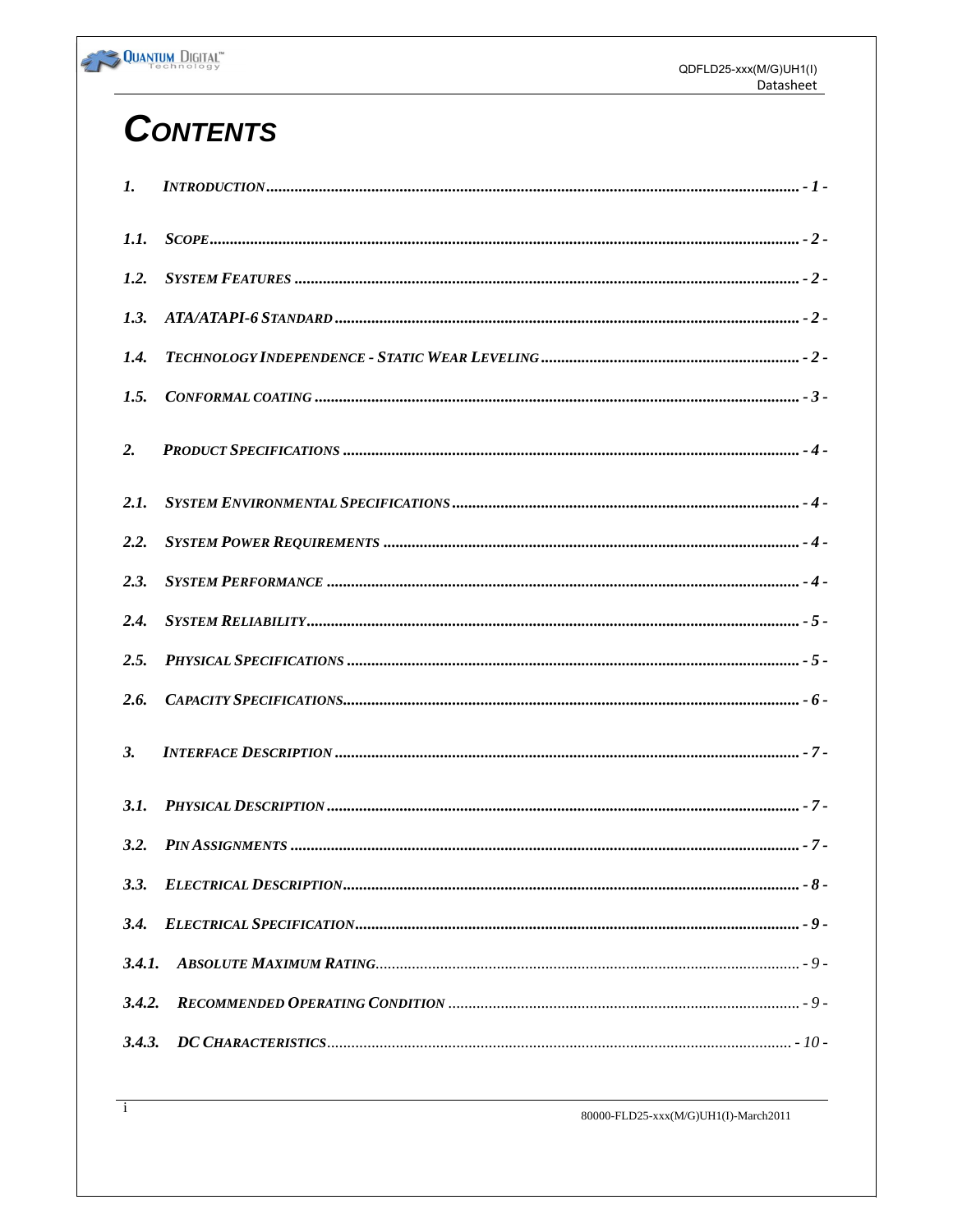# CONTENTS

1. INTRODUCTION ........................................................................................................................ - 1 -

1.1. SCOPE ........................................................................................................................ - 2 -

1.2. SYSTEM FEATURES ........................................................................................................................ - 2 -

1.3. ATA/ATAPI-6 STANDARD ........................................................................................................................ - 2 -

1.4. TECHNOLOGY INDEPENDENCE - STATIC WEAR LEVELING ........................................................................ - 2 -

1.5. CONFORMAL COATING ........................................................................................................................ - 3 -

2. PRODUCT SPECIFICATIONS ........................................................................................................................ - 4 -

2.1. SYSTEM ENVIRONMENTAL SPECIFICATIONS ........................................................................................ - 4 -

2.2. SYSTEM POWER REQUIREMENTS ........................................................................................................ - 4 -

2.3. SYSTEM PERFORMANCE ........................................................................................................................ - 4 -

2.4. SYSTEM RELIABILITY ........................................................................................................................ - 5 -

2.5. PHYSICAL SPECIFICATIONS ........................................................................................................................ - 5 -

2.6. CAPACITY SPECIFICATIONS ........................................................................................................................ - 6 -

3. INTERFACE DESCRIPTION ........................................................................................................................ - 7 -

3.1. PHYSICAL DESCRIPTION ........................................................................................................................ - 7 -

3.2. PIN ASSIGNMENTS ........................................................................................................................ - 7 -

3.3. ELECTRICAL DESCRIPTION ........................................................................................................................ - 8 -

3.4. ELECTRICAL SPECIFICATION ........................................................................................................................ - 9 -

3.4.1. ABSOLUTE MAXIMUM RATING ........................................................................................................ - 9 -

3.4.2. RECOMMENDED OPERATING CONDITION ........................................................................................ - 9 -

3.4.3. DC CHARACTERISTICS ........................................................................................................................ - 10 -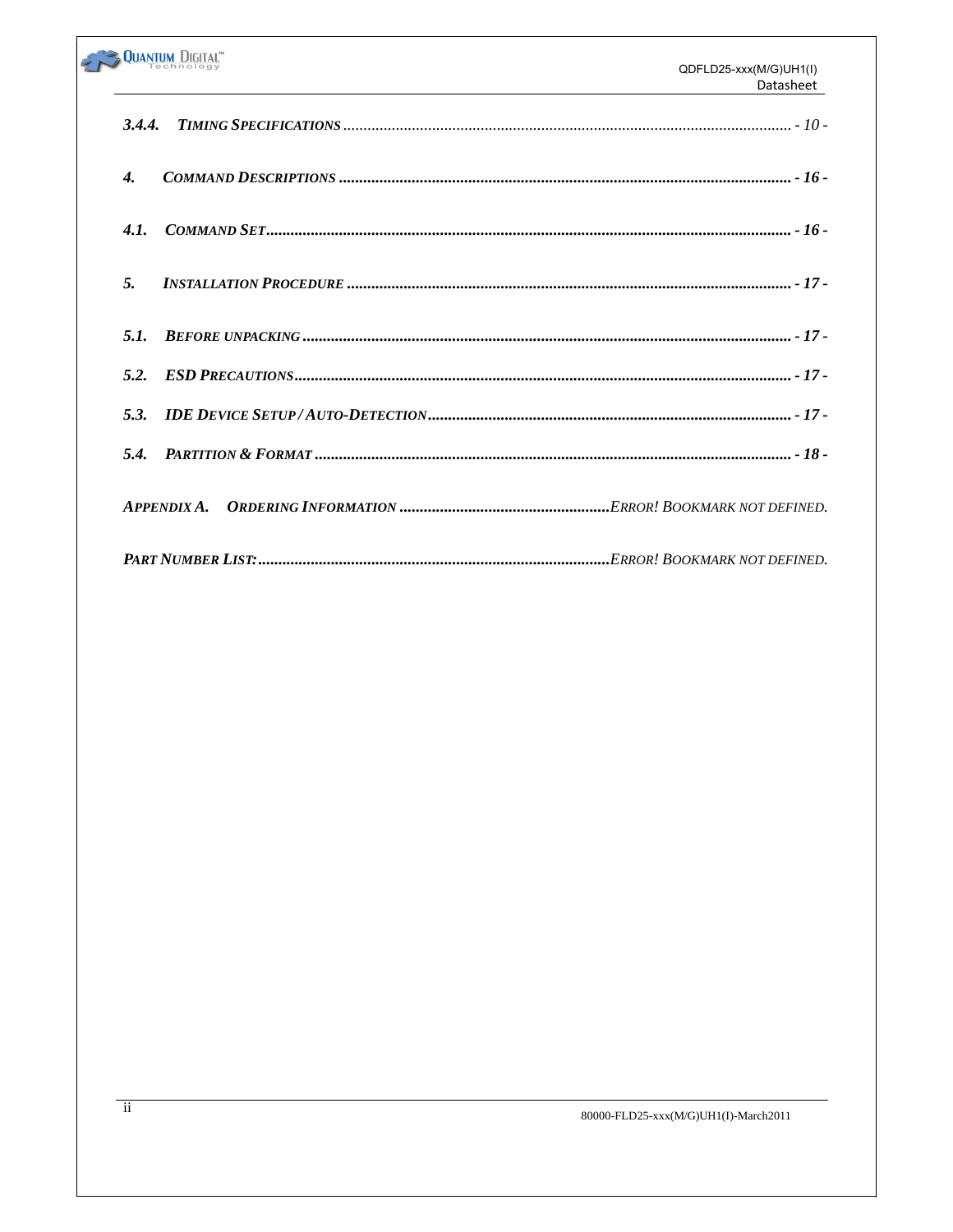*3.4.4. TIMING SPECIFICATIONS ............................................................................................................... - 10 -*

***4. COMMAND DESCRIPTIONS ............................................................................................................. - 16 -***

***4.1. COMMAND SET.................................................................................................................................. - 16 -***

***5. INSTALLATION PROCEDURE ........................................................................................................... - 17 -***

***5.1. BEFORE UNPACKING ....................................................................................................................... - 17 -***

***5.2. ESD PRECAUTIONS.......................................................................................................................... - 17 -***

***5.3. IDE DEVICE SETUP / AUTO-DETECTION......................................................................................... - 17 -***

***5.4. PARTITION & FORMAT ..................................................................................................................... - 18 -***

***APPENDIX A. ORDERING INFORMATION** ....................................................ERROR! BOOKMARK NOT DEFINED.*

***PART NUMBER LIST:** .......................................................................................ERROR! BOOKMARK NOT DEFINED.*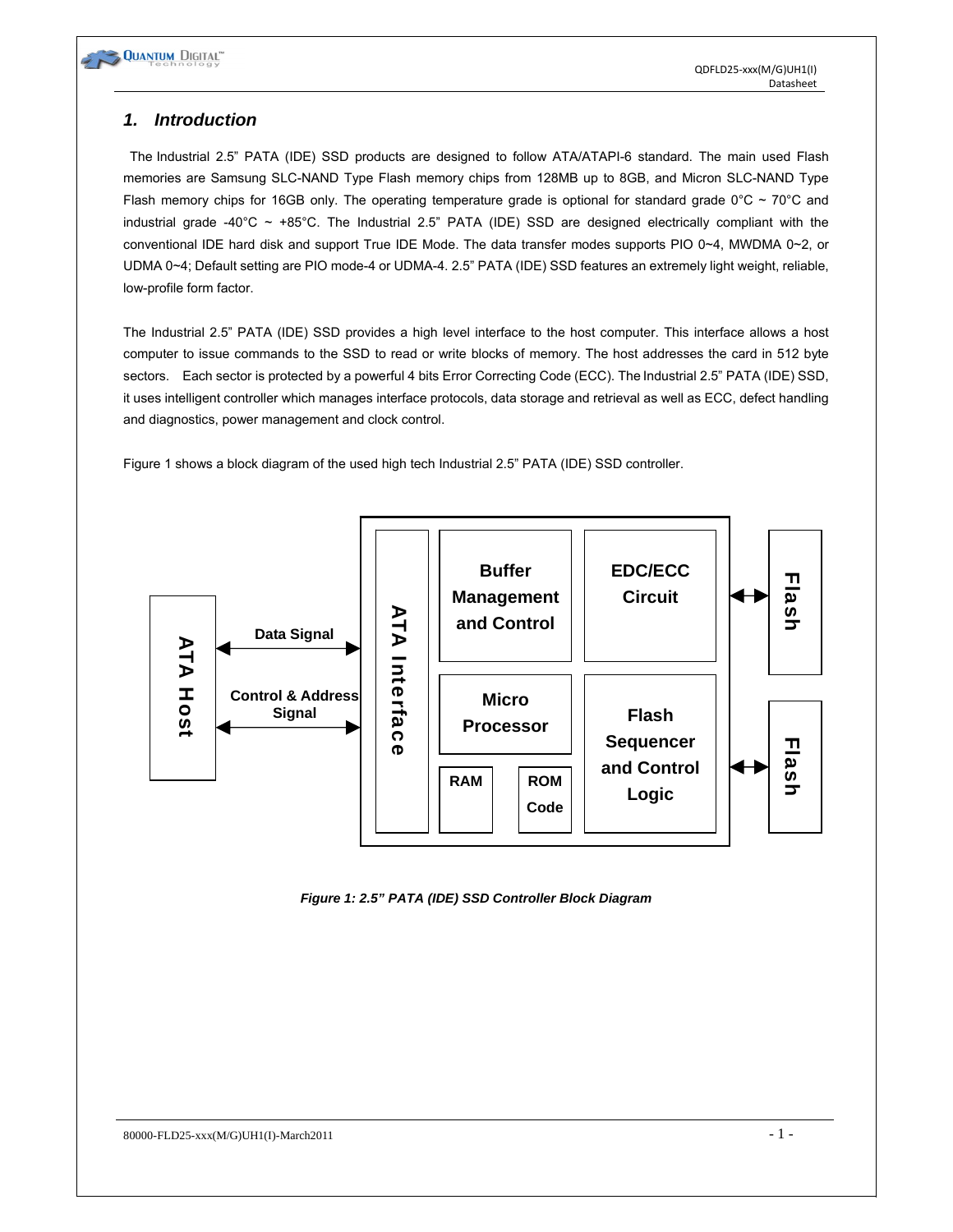# 1. Introduction

The Industrial 2.5" PATA (IDE) SSD products are designed to follow ATA/ATAPI-6 standard. The main used Flash memories are Samsung SLC-NAND Type Flash memory chips from 128MB up to 8GB, and Micron SLC-NAND Type Flash memory chips for 16GB only. The operating temperature grade is optional for standard grade 0°C ~ 70°C and industrial grade -40°C ~ +85°C. The Industrial 2.5" PATA (IDE) SSD are designed electrically compliant with the conventional IDE hard disk and support True IDE Mode. The data transfer modes supports PIO 0~4, MWDMA 0~2, or UDMA 0~4; Default setting are PIO mode-4 or UDMA-4. 2.5" PATA (IDE) SSD features an extremely light weight, reliable, low-profile form factor.

The Industrial 2.5" PATA (IDE) SSD provides a high level interface to the host computer. This interface allows a host computer to issue commands to the SSD to read or write blocks of memory. The host addresses the card in 512 byte sectors. Each sector is protected by a powerful 4 bits Error Correcting Code (ECC). The Industrial 2.5" PATA (IDE) SSD, it uses intelligent controller which manages interface protocols, data storage and retrieval as well as ECC, defect handling and diagnostics, power management and clock control.

Figure 1 shows a block diagram of the used high tech Industrial 2.5" PATA (IDE) SSD controller.

ATA Host | Data Signal | Control & Address Signal | ATA Interface | Buffer Management and Control | EDC/ECC Circuit | Micro Processor | RAM | ROM Code | Flash Sequencer and Control Logic | Flash | Flash

*Figure 1: 2.5" PATA (IDE) SSD Controller Block Diagram*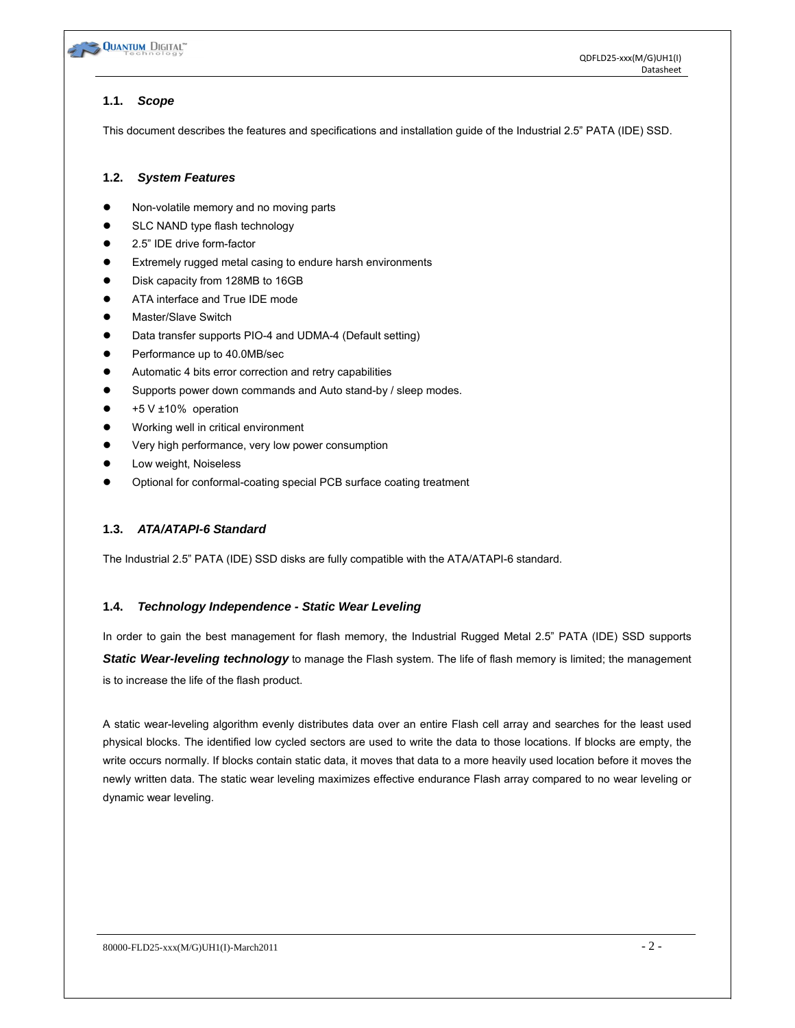### 1.1. *Scope*

This document describes the features and specifications and installation guide of the Industrial 2.5" PATA (IDE) SSD.

### 1.2. *System Features*

- Non-volatile memory and no moving parts
- SLC NAND type flash technology
- 2.5" IDE drive form-factor
- Extremely rugged metal casing to endure harsh environments
- Disk capacity from 128MB to 16GB
- ATA interface and True IDE mode
- Master/Slave Switch
- Data transfer supports PIO-4 and UDMA-4 (Default setting)
- Performance up to 40.0MB/sec
- Automatic 4 bits error correction and retry capabilities
- Supports power down commands and Auto stand-by / sleep modes.
- +5 V ±10% operation
- Working well in critical environment
- Very high performance, very low power consumption
- Low weight, Noiseless
- Optional for conformal-coating special PCB surface coating treatment

### 1.3. *ATA/ATAPI-6 Standard*

The Industrial 2.5" PATA (IDE) SSD disks are fully compatible with the ATA/ATAPI-6 standard.

### 1.4. *Technology Independence - Static Wear Leveling*

In order to gain the best management for flash memory, the Industrial Rugged Metal 2.5" PATA (IDE) SSD supports ***Static Wear-leveling technology*** to manage the Flash system. The life of flash memory is limited; the management is to increase the life of the flash product.

A static wear-leveling algorithm evenly distributes data over an entire Flash cell array and searches for the least used physical blocks. The identified low cycled sectors are used to write the data to those locations. If blocks are empty, the write occurs normally. If blocks contain static data, it moves that data to a more heavily used location before it moves the newly written data. The static wear leveling maximizes effective endurance Flash array compared to no wear leveling or dynamic wear leveling.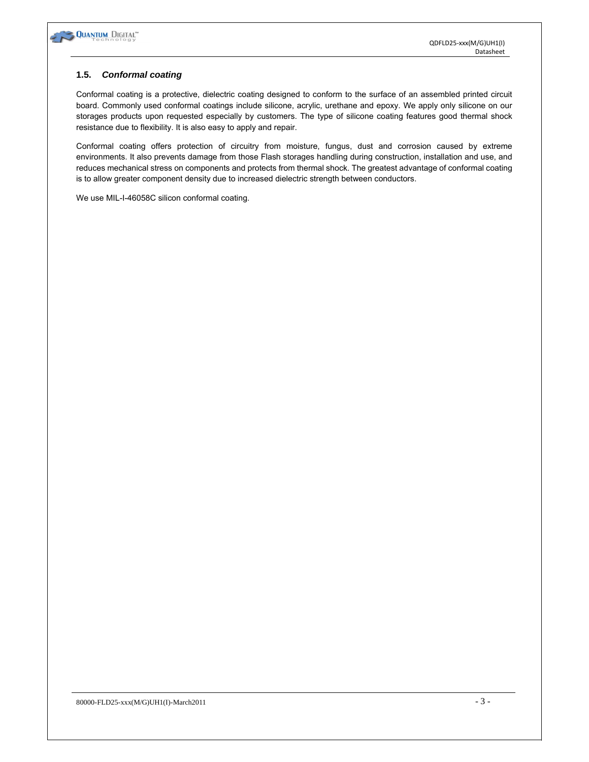### 1.5. *Conformal coating*

Conformal coating is a protective, dielectric coating designed to conform to the surface of an assembled printed circuit board. Commonly used conformal coatings include silicone, acrylic, urethane and epoxy. We apply only silicone on our storages products upon requested especially by customers. The type of silicone coating features good thermal shock resistance due to flexibility. It is also easy to apply and repair.

Conformal coating offers protection of circuitry from moisture, fungus, dust and corrosion caused by extreme environments. It also prevents damage from those Flash storages handling during construction, installation and use, and reduces mechanical stress on components and protects from thermal shock. The greatest advantage of conformal coating is to allow greater component density due to increased dielectric strength between conductors.

We use MIL-I-46058C silicon conformal coating.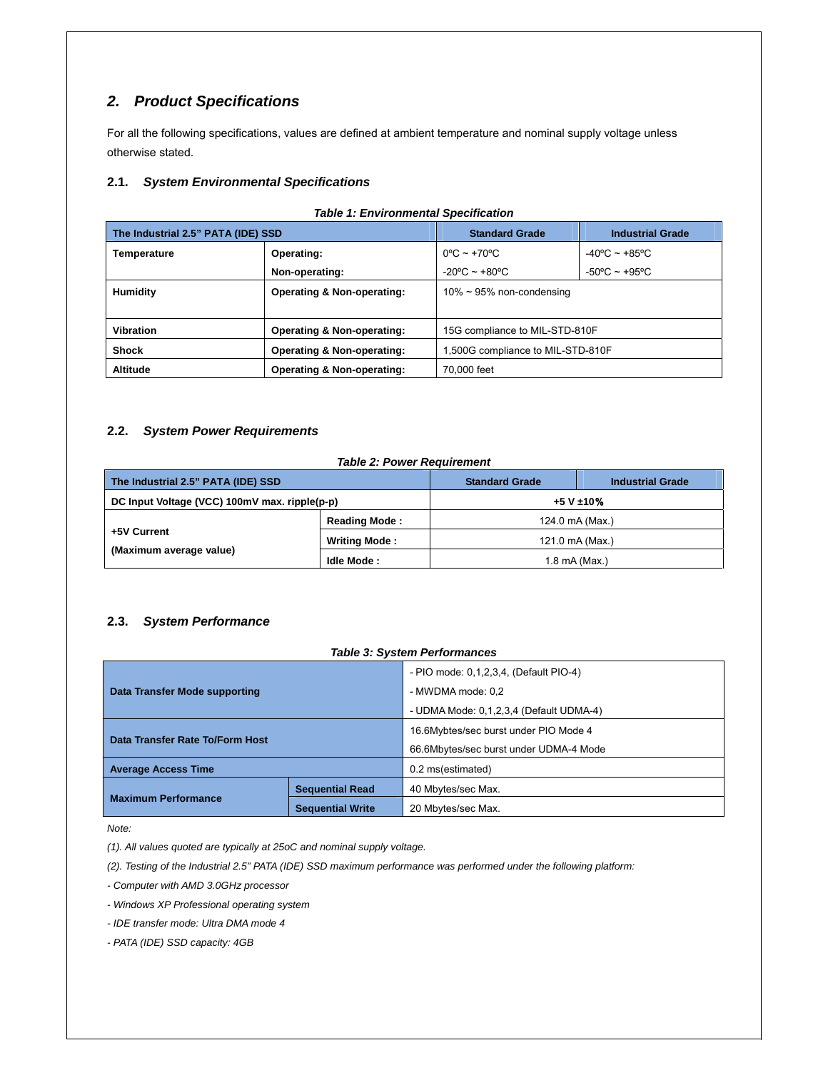## 2. Product Specifications

For all the following specifications, values are defined at ambient temperature and nominal supply voltage unless otherwise stated.

### 2.1. System Environmental Specifications

*Table 1: Environmental Specification*

| The Industrial 2.5" PATA (IDE) SSD | | Standard Grade | Industrial Grade |
|---|---|---|---|
| Temperature | Operating: | 0ºC ~ +70ºC | -40ºC ~ +85ºC |
| | Non-operating: | -20ºC ~ +80ºC | -50ºC ~ +95ºC |
| Humidity | Operating & Non-operating: | 10% ~ 95% non-condensing | |
| Vibration | Operating & Non-operating: | 15G compliance to MIL-STD-810F | |
| Shock | Operating & Non-operating: | 1,500G compliance to MIL-STD-810F | |
| Altitude | Operating & Non-operating: | 70,000 feet | |

### 2.2. System Power Requirements

*Table 2: Power Requirement*

| The Industrial 2.5" PATA (IDE) SSD | | Standard Grade | Industrial Grade |
|---|---|---|---|
| DC Input Voltage (VCC) 100mV max. ripple(p-p) | | +5 V ±10% | |
| +5V Current (Maximum average value) | Reading Mode : | 124.0 mA (Max.) | |
| | Writing Mode : | 121.0 mA (Max.) | |
| | Idle Mode : | 1.8 mA (Max.) | |

### 2.3. System Performance

*Table 3: System Performances*

| | | |
|---|---|---|
| Data Transfer Mode supporting | | - PIO mode: 0,1,2,3,4, (Default PIO-4)<br>- MWDMA mode: 0,2<br>- UDMA Mode: 0,1,2,3,4 (Default UDMA-4) |
| Data Transfer Rate To/Form Host | | 16.6Mybtes/sec burst under PIO Mode 4<br>66.6Mbytes/sec burst under UDMA-4 Mode |
| Average Access Time | | 0.2 ms(estimated) |
| Maximum Performance | Sequential Read | 40 Mbytes/sec Max. |
| | Sequential Write | 20 Mbytes/sec Max. |

*Note:*

*(1). All values quoted are typically at 25oC and nominal supply voltage.*

*(2). Testing of the Industrial 2.5" PATA (IDE) SSD maximum performance was performed under the following platform:*

*- Computer with AMD 3.0GHz processor*

*- Windows XP Professional operating system*

*- IDE transfer mode: Ultra DMA mode 4*

*- PATA (IDE) SSD capacity: 4GB*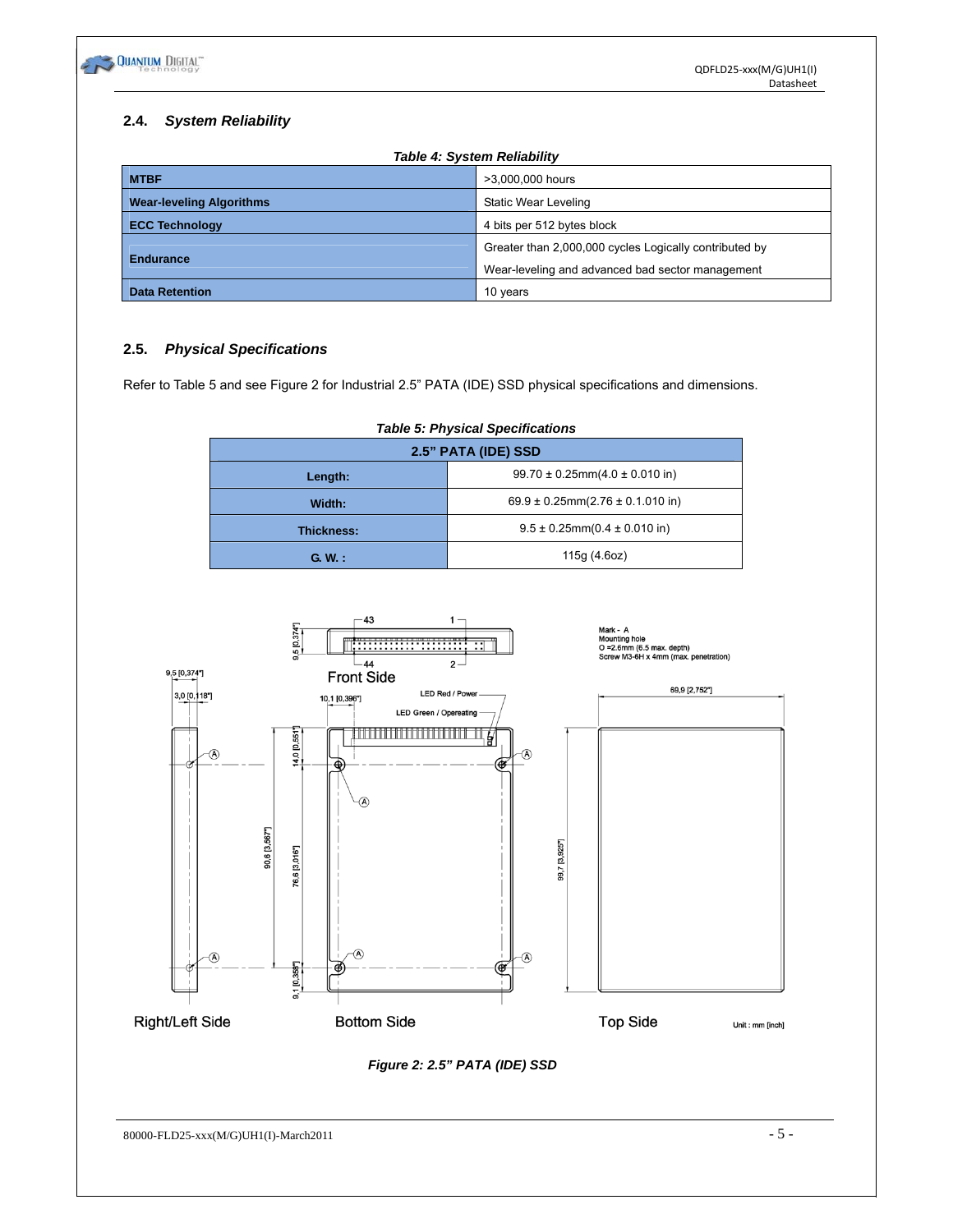## 2.4. *System Reliability*

*Table 4: System Reliability*

| | |
|---|---|
| **MTBF** | >3,000,000 hours |
| **Wear-leveling Algorithms** | Static Wear Leveling |
| **ECC Technology** | 4 bits per 512 bytes block |
| **Endurance** | Greater than 2,000,000 cycles Logically contributed by Wear-leveling and advanced bad sector management |
| **Data Retention** | 10 years |

## 2.5. *Physical Specifications*

Refer to Table 5 and see Figure 2 for Industrial 2.5" PATA (IDE) SSD physical specifications and dimensions.

*Table 5: Physical Specifications*

| **2.5" PATA (IDE) SSD** | |
|---|---|
| **Length:** | 99.70 ± 0.25mm(4.0 ± 0.010 in) |
| **Width:** | 69.9 ± 0.25mm(2.76 ± 0.1.010 in) |
| **Thickness:** | 9.5 ± 0.25mm(0.4 ± 0.010 in) |
| **G. W. :** | 115g (4.6oz) |

43 1

9,5 [0,374"]

44 2

Front Side

Mark - A
Mounting hole
O =2.6mm (6.5 max. depth)
Screw M3-6H x 4mm (max. penetration)

9,5 [0,374"]

3,0 [0,118"]

10,1 [0,396"]

LED Red / Power

LED Green / Opereating

69,9 [2,752"]

14,0 [0,551"]

90,6 [3,567"]

76,6 [3,016"]

99,7 [3,925"]

9,1 [0,358"]

Right/Left Side

Bottom Side

Top Side

Unit : mm [inch]

*Figure 2: 2.5" PATA (IDE) SSD*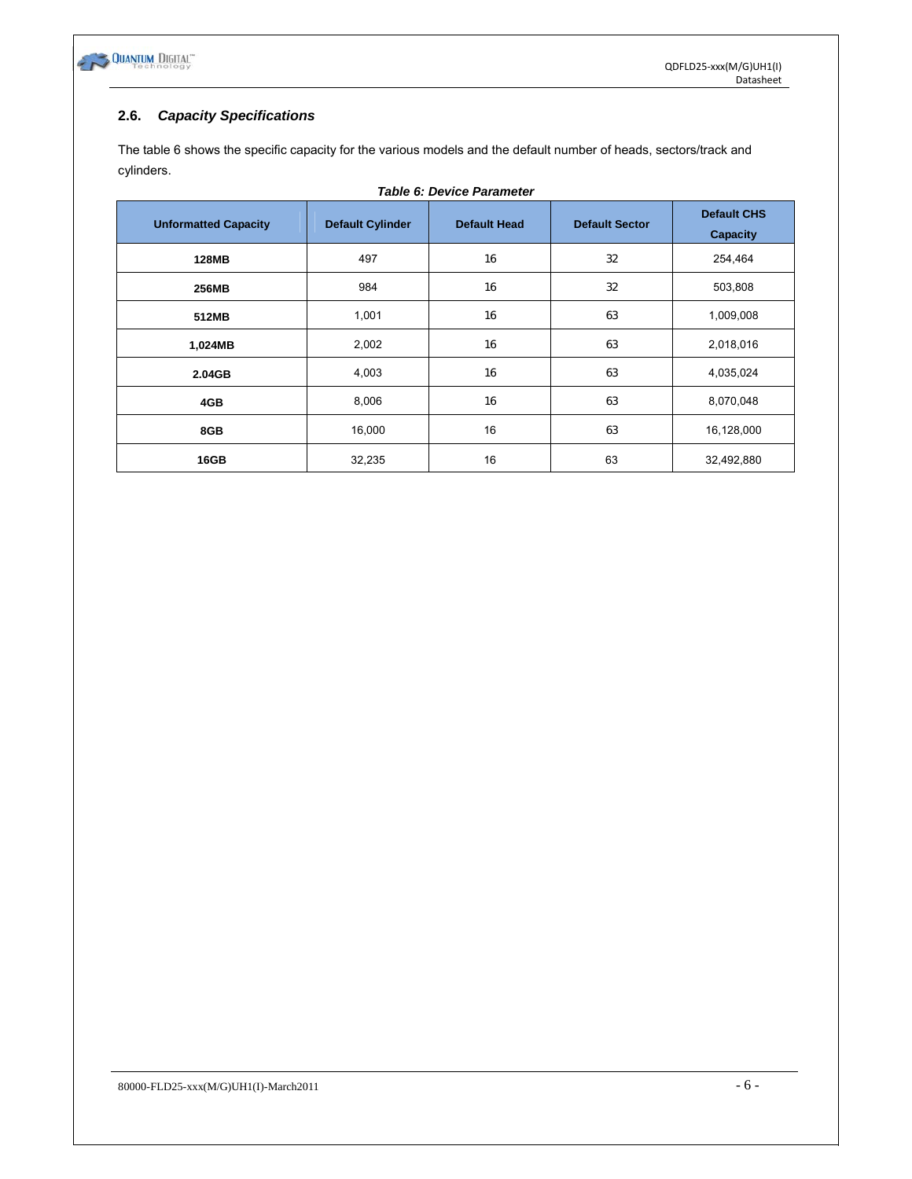## 2.6. *Capacity Specifications*

The table 6 shows the specific capacity for the various models and the default number of heads, sectors/track and cylinders.

***Table 6: Device Parameter***

| Unformatted Capacity | Default Cylinder | Default Head | Default Sector | Default CHS Capacity |
|---|---|---|---|---|
| **128MB** | 497 | 16 | 32 | 254,464 |
| **256MB** | 984 | 16 | 32 | 503,808 |
| **512MB** | 1,001 | 16 | 63 | 1,009,008 |
| **1,024MB** | 2,002 | 16 | 63 | 2,018,016 |
| **2.04GB** | 4,003 | 16 | 63 | 4,035,024 |
| **4GB** | 8,006 | 16 | 63 | 8,070,048 |
| **8GB** | 16,000 | 16 | 63 | 16,128,000 |
| **16GB** | 32,235 | 16 | 63 | 32,492,880 |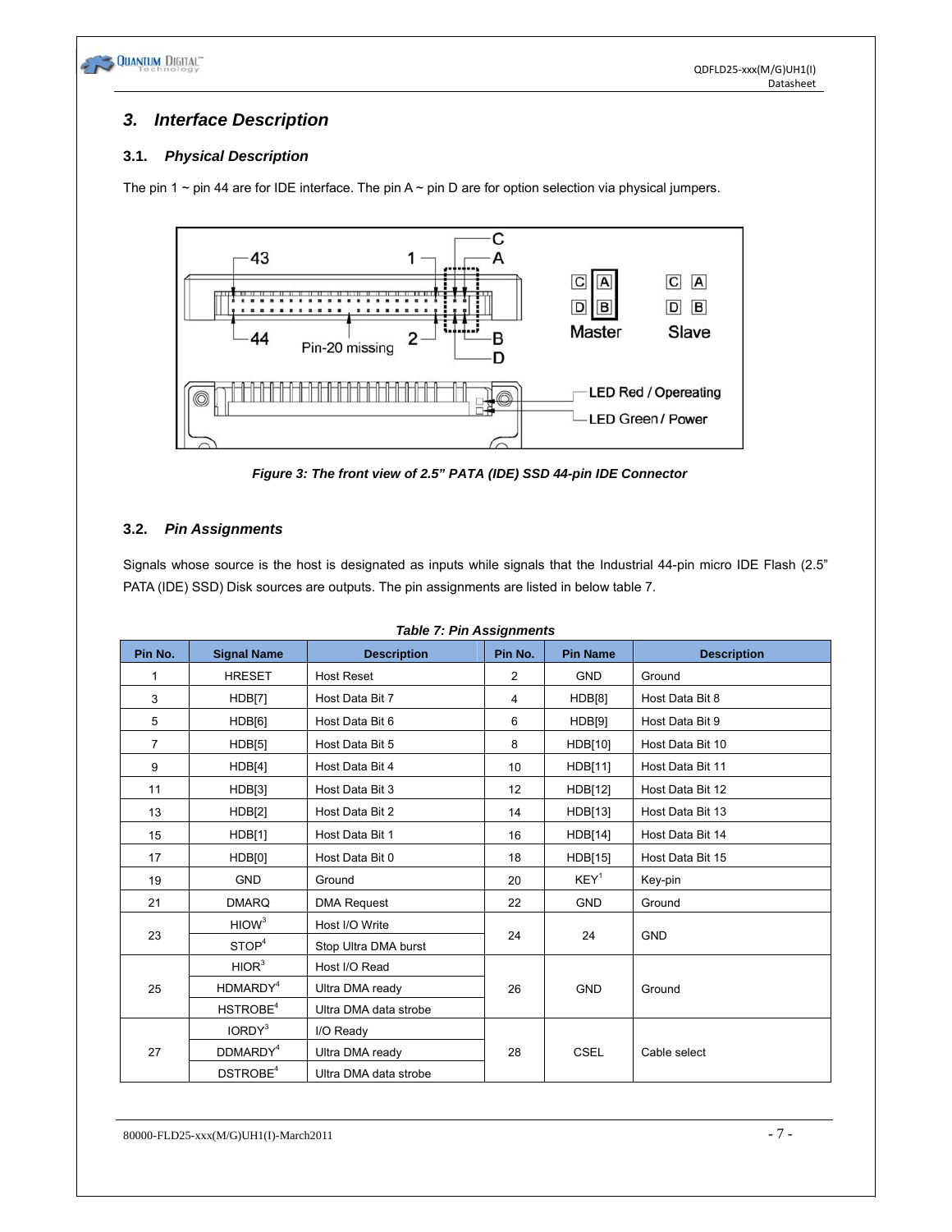## 3. Interface Description

### 3.1. Physical Description

The pin 1 ~ pin 44 are for IDE interface. The pin A ~ pin D are for option selection via physical jumpers.

*Figure 3: The front view of 2.5" PATA (IDE) SSD 44-pin IDE Connector*

### 3.2. Pin Assignments

Signals whose source is the host is designated as inputs while signals that the Industrial 44-pin micro IDE Flash (2.5" PATA (IDE) SSD) Disk sources are outputs. The pin assignments are listed in below table 7.

*Table 7: Pin Assignments*

| Pin No. | Signal Name | Description | Pin No. | Pin Name | Description |
|---|---|---|---|---|---|
| 1 | HRESET | Host Reset | 2 | GND | Ground |
| 3 | HDB[7] | Host Data Bit 7 | 4 | HDB[8] | Host Data Bit 8 |
| 5 | HDB[6] | Host Data Bit 6 | 6 | HDB[9] | Host Data Bit 9 |
| 7 | HDB[5] | Host Data Bit 5 | 8 | HDB[10] | Host Data Bit 10 |
| 9 | HDB[4] | Host Data Bit 4 | 10 | HDB[11] | Host Data Bit 11 |
| 11 | HDB[3] | Host Data Bit 3 | 12 | HDB[12] | Host Data Bit 12 |
| 13 | HDB[2] | Host Data Bit 2 | 14 | HDB[13] | Host Data Bit 13 |
| 15 | HDB[1] | Host Data Bit 1 | 16 | HDB[14] | Host Data Bit 14 |
| 17 | HDB[0] | Host Data Bit 0 | 18 | HDB[15] | Host Data Bit 15 |
| 19 | GND | Ground | 20 | KEY[1] | Key-pin |
| 21 | DMARQ | DMA Request | 22 | GND | Ground |
| 23 | HIOW[3] | Host I/O Write | 24 | 24 | GND |
| | STOP[4] | Stop Ultra DMA burst | | | |
| 25 | HIOR[3] | Host I/O Read | 26 | GND | Ground |
| | HDMARDY[4] | Ultra DMA ready | | | |
| | HSTROBE[4] | Ultra DMA data strobe | | | |
| 27 | IORDY[3] | I/O Ready | 28 | CSEL | Cable select |
| | DDMARDY[4] | Ultra DMA ready | | | |
| | DSTROBE[4] | Ultra DMA data strobe | | | |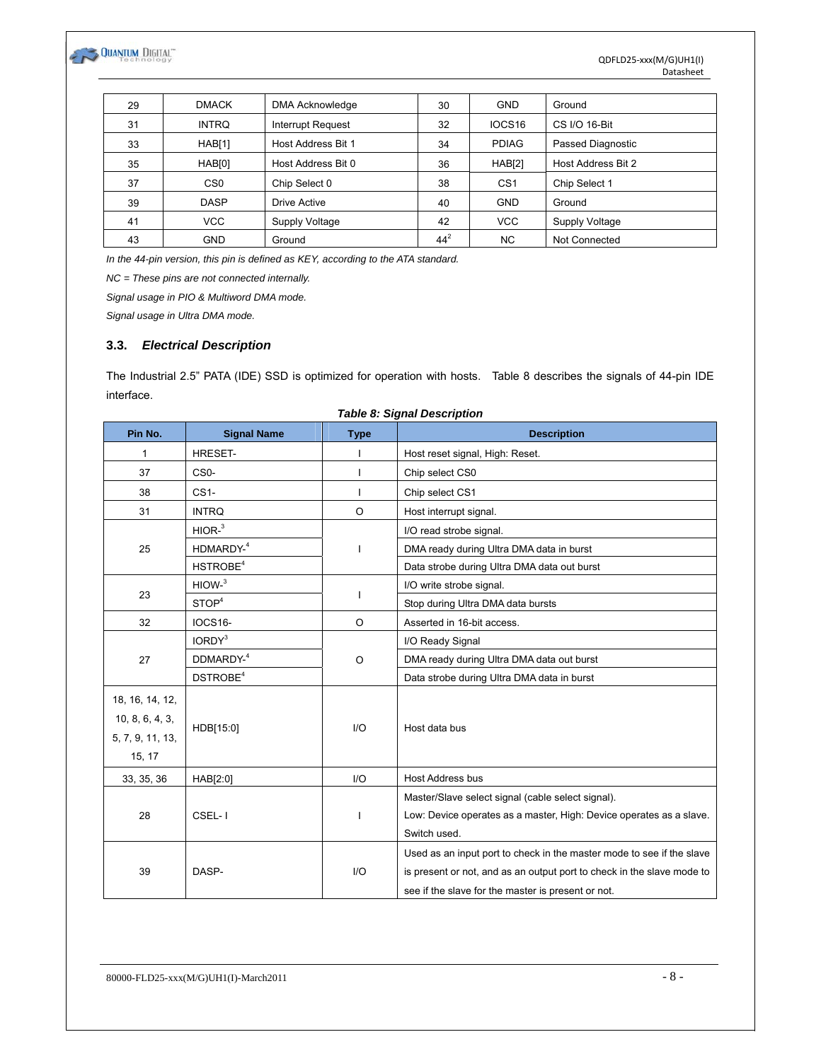| 29 | DMACK | DMA Acknowledge | 30 | GND | Ground |
|---|---|---|---|---|---|
| 31 | INTRQ | Interrupt Request | 32 | IOCS16 | CS I/O 16-Bit |
| 33 | HAB[1] | Host Address Bit 1 | 34 | PDIAG | Passed Diagnostic |
| 35 | HAB[0] | Host Address Bit 0 | 36 | HAB[2] | Host Address Bit 2 |
| 37 | CS0 | Chip Select 0 | 38 | CS1 | Chip Select 1 |
| 39 | DASP | Drive Active | 40 | GND | Ground |
| 41 | VCC | Supply Voltage | 42 | VCC | Supply Voltage |
| 43 | GND | Ground | 44[2] | NC | Not Connected |

*In the 44-pin version, this pin is defined as KEY, according to the ATA standard.*

*NC = These pins are not connected internally.*

*Signal usage in PIO & Multiword DMA mode.*

*Signal usage in Ultra DMA mode.*

### 3.3. *Electrical Description*

The Industrial 2.5" PATA (IDE) SSD is optimized for operation with hosts. Table 8 describes the signals of 44-pin IDE interface.

***Table 8: Signal Description***

| Pin No. | Signal Name | Type | Description |
|---|---|---|---|
| 1 | HRESET- | I | Host reset signal, High: Reset. |
| 37 | CS0- | I | Chip select CS0 |
| 38 | CS1- | I | Chip select CS1 |
| 31 | INTRQ | O | Host interrupt signal. |
| 25 | HIOR-[3] | I | I/O read strobe signal. |
| | HDMARDY-[4] | | DMA ready during Ultra DMA data in burst |
| | HSTROBE[4] | | Data strobe during Ultra DMA data out burst |
| 23 | HIOW-[3] | I | I/O write strobe signal. |
| | STOP[4] | | Stop during Ultra DMA data bursts |
| 32 | IOCS16- | O | Asserted in 16-bit access. |
| 27 | IORDY[3] | O | I/O Ready Signal |
| | DDMARDY-[4] | | DMA ready during Ultra DMA data out burst |
| | DSTROBE[4] | | Data strobe during Ultra DMA data in burst |
| 18, 16, 14, 12, 10, 8, 6, 4, 3, 5, 7, 9, 11, 13, 15, 17 | HDB[15:0] | I/O | Host data bus |
| 33, 35, 36 | HAB[2:0] | I/O | Host Address bus |
| 28 | CSEL- I | I | Master/Slave select signal (cable select signal). Low: Device operates as a master, High: Device operates as a slave. Switch used. |
| 39 | DASP- | I/O | Used as an input port to check in the master mode to see if the slave is present or not, and as an output port to check in the slave mode to see if the slave for the master is present or not. |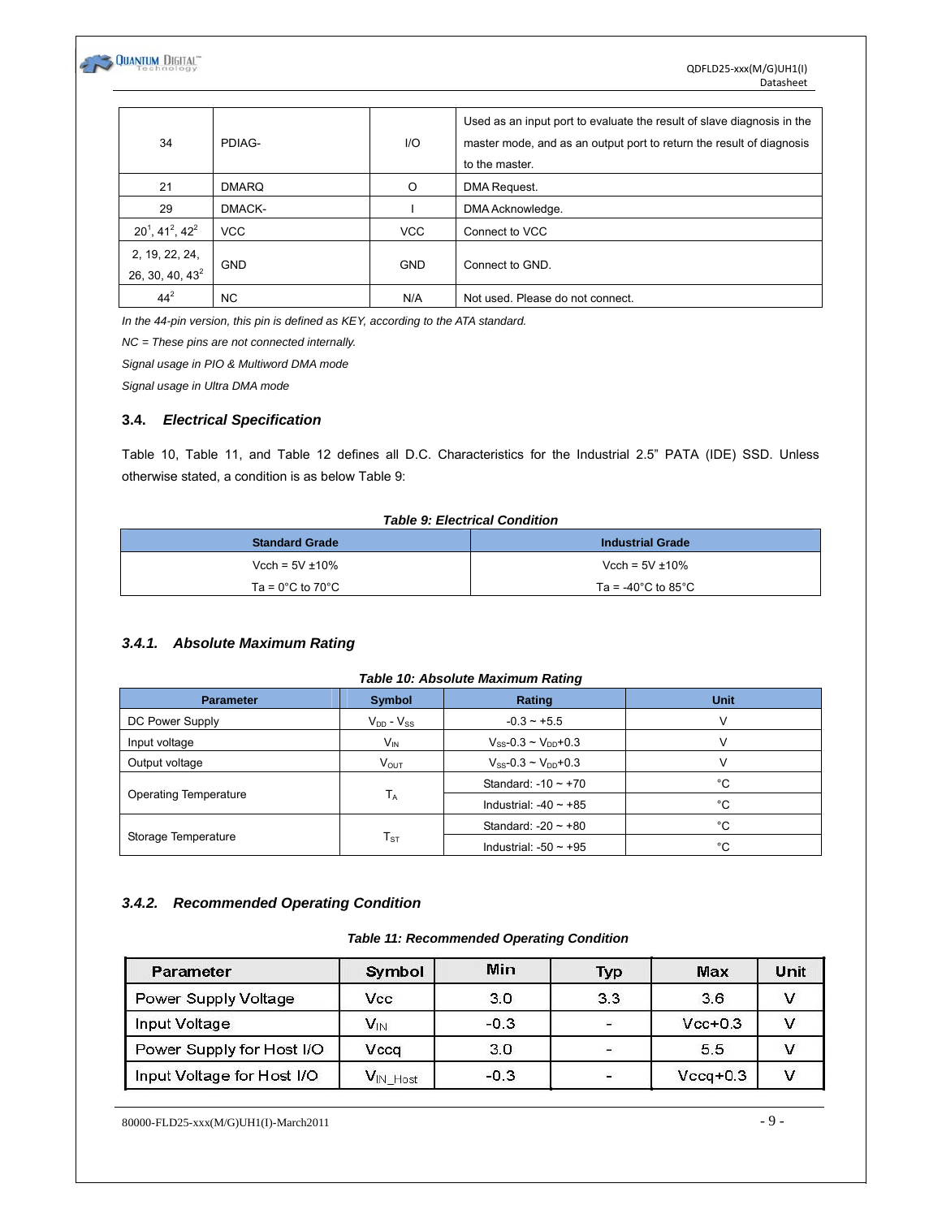| 34 | PDIAG- | I/O | Used as an input port to evaluate the result of slave diagnosis in the master mode, and as an output port to return the result of diagnosis to the master. |
|---|---|---|---|
| 21 | DMARQ | O | DMA Request. |
| 29 | DMACK- | I | DMA Acknowledge. |
| 20[1], 41[2], 42[2] | VCC | VCC | Connect to VCC |
| 2, 19, 22, 24, 26, 30, 40, 43[2] | GND | GND | Connect to GND. |
| 44[2] | NC | N/A | Not used. Please do not connect. |

*In the 44-pin version, this pin is defined as KEY, according to the ATA standard.*

*NC = These pins are not connected internally.*

*Signal usage in PIO & Multiword DMA mode*

*Signal usage in Ultra DMA mode*

### 3.4. *Electrical Specification*

Table 10, Table 11, and Table 12 defines all D.C. Characteristics for the Industrial 2.5" PATA (IDE) SSD. Unless otherwise stated, a condition is as below Table 9:

***Table 9: Electrical Condition***

| Standard Grade | Industrial Grade |
|---|---|
| Vcch = 5V ±10%<br>Ta = 0°C to 70°C | Vcch = 5V ±10%<br>Ta = -40°C to 85°C |

#### *3.4.1. Absolute Maximum Rating*

***Table 10: Absolute Maximum Rating***

| Parameter | Symbol | Rating | Unit |
|---|---|---|---|
| DC Power Supply | $V_{DD}$ - $V_{SS}$ | -0.3 ~ +5.5 | V |
| Input voltage | $V_{IN}$ | $V_{SS}$-0.3 ~ $V_{DD}$+0.3 | V |
| Output voltage | $V_{OUT}$ | $V_{SS}$-0.3 ~ $V_{DD}$+0.3 | V |
| Operating Temperature | $T_A$ | Standard: -10 ~ +70 | °C |
| | | Industrial: -40 ~ +85 | °C |
| Storage Temperature | $T_{ST}$ | Standard: -20 ~ +80 | °C |
| | | Industrial: -50 ~ +95 | °C |

#### *3.4.2. Recommended Operating Condition*

***Table 11: Recommended Operating Condition***

| Parameter | Symbol | Min | Typ | Max | Unit |
|---|---|---|---|---|---|
| Power Supply Voltage | Vcc | 3.0 | 3.3 | 3.6 | V |
| Input Voltage | $V_{IN}$ | -0.3 | - | Vcc+0.3 | V |
| Power Supply for Host I/O | Vccq | 3.0 | - | 5.5 | V |
| Input Voltage for Host I/O | $V_{IN\_Host}$ | -0.3 | - | Vccq+0.3 | V |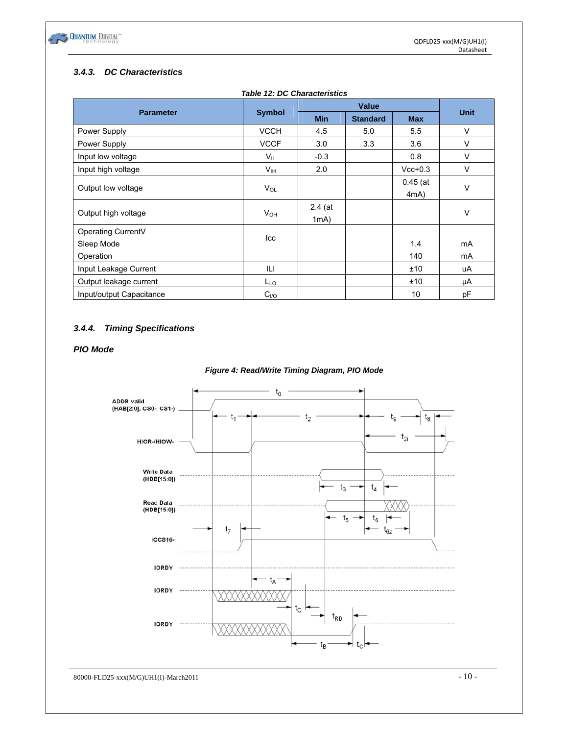### 3.4.3. DC Characteristics

*Table 12: DC Characteristics*

| Parameter | Symbol | Value | | | Unit |
|---|---|---|---|---|---|
| | | Min | Standard | Max | |
| Power Supply | VCCH | 4.5 | 5.0 | 5.5 | V |
| Power Supply | VCCF | 3.0 | 3.3 | 3.6 | V |
| Input low voltage | $V_{IL}$ | -0.3 | | 0.8 | V |
| Input high voltage | $V_{IH}$ | 2.0 | | Vcc+0.3 | V |
| Output low voltage | $V_{OL}$ | | | 0.45 (at 4mA) | V |
| Output high voltage | $V_{OH}$ | 2.4 (at 1mA) | | | V |
| Operating CurrentV<br>Sleep Mode<br>Operation | Icc | | | <br>1.4<br>140 | <br>mA<br>mA |
| Input Leakage Current | ILI | | | ±10 | uA |
| Output leakage current | $L_{LO}$ | | | ±10 | μA |
| Input/output Capacitance | $C_{I/O}$ | | | 10 | pF |

### 3.4.4. Timing Specifications

***PIO Mode***

*Figure 4: Read/Write Timing Diagram, PIO Mode*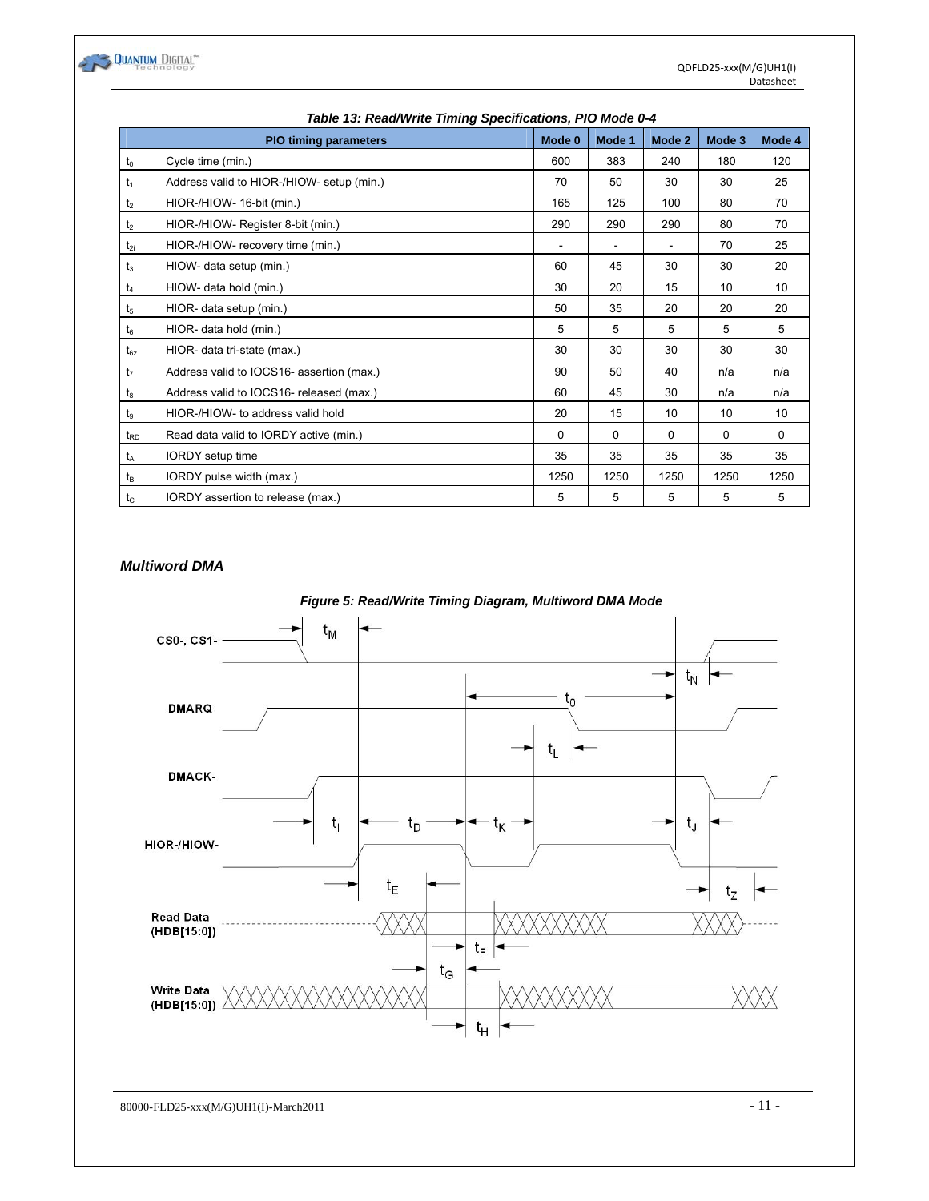**Table 13: Read/Write Timing Specifications, PIO Mode 0-4**

| | PIO timing parameters | Mode 0 | Mode 1 | Mode 2 | Mode 3 | Mode 4 |
|---|---|---|---|---|---|---|
| $t_0$ | Cycle time (min.) | 600 | 383 | 240 | 180 | 120 |
| $t_1$ | Address valid to HIOR-/HIOW- setup (min.) | 70 | 50 | 30 | 30 | 25 |
| $t_2$ | HIOR-/HIOW- 16-bit (min.) | 165 | 125 | 100 | 80 | 70 |
| $t_2$ | HIOR-/HIOW- Register 8-bit (min.) | 290 | 290 | 290 | 80 | 70 |
| $t_{2i}$ | HIOR-/HIOW- recovery time (min.) | - | - | - | 70 | 25 |
| $t_3$ | HIOW- data setup (min.) | 60 | 45 | 30 | 30 | 20 |
| $t_4$ | HIOW- data hold (min.) | 30 | 20 | 15 | 10 | 10 |
| $t_5$ | HIOR- data setup (min.) | 50 | 35 | 20 | 20 | 20 |
| $t_6$ | HIOR- data hold (min.) | 5 | 5 | 5 | 5 | 5 |
| $t_{6z}$ | HIOR- data tri-state (max.) | 30 | 30 | 30 | 30 | 30 |
| $t_7$ | Address valid to IOCS16- assertion (max.) | 90 | 50 | 40 | n/a | n/a |
| $t_8$ | Address valid to IOCS16- released (max.) | 60 | 45 | 30 | n/a | n/a |
| $t_9$ | HIOR-/HIOW- to address valid hold | 20 | 15 | 10 | 10 | 10 |
| $t_{RD}$ | Read data valid to IORDY active (min.) | 0 | 0 | 0 | 0 | 0 |
| $t_A$ | IORDY setup time | 35 | 35 | 35 | 35 | 35 |
| $t_B$ | IORDY pulse width (max.) | 1250 | 1250 | 1250 | 1250 | 1250 |
| $t_C$ | IORDY assertion to release (max.) | 5 | 5 | 5 | 5 | 5 |

### *Multiword DMA*

***Figure 5: Read/Write Timing Diagram, Multiword DMA Mode***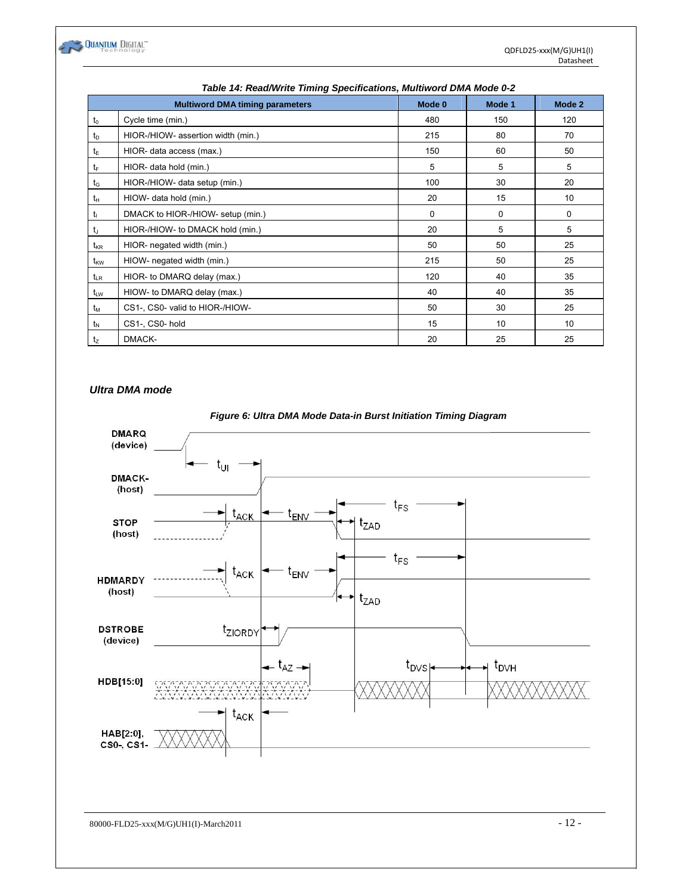*Table 14: Read/Write Timing Specifications, Multiword DMA Mode 0-2*

| Multiword DMA timing parameters | | Mode 0 | Mode 1 | Mode 2 |
|---|---|---|---|---|
| $t_0$ | Cycle time (min.) | 480 | 150 | 120 |
| $t_D$ | HIOR-/HIOW- assertion width (min.) | 215 | 80 | 70 |
| $t_E$ | HIOR- data access (max.) | 150 | 60 | 50 |
| $t_F$ | HIOR- data hold (min.) | 5 | 5 | 5 |
| $t_G$ | HIOR-/HIOW- data setup (min.) | 100 | 30 | 20 |
| $t_H$ | HIOW- data hold (min.) | 20 | 15 | 10 |
| $t_I$ | DMACK to HIOR-/HIOW- setup (min.) | 0 | 0 | 0 |
| $t_J$ | HIOR-/HIOW- to DMACK hold (min.) | 20 | 5 | 5 |
| $t_{KR}$ | HIOR- negated width (min.) | 50 | 50 | 25 |
| $t_{KW}$ | HIOW- negated width (min.) | 215 | 50 | 25 |
| $t_{LR}$ | HIOR- to DMARQ delay (max.) | 120 | 40 | 35 |
| $t_{LW}$ | HIOW- to DMARQ delay (max.) | 40 | 40 | 35 |
| $t_M$ | CS1-, CS0- valid to HIOR-/HIOW- | 50 | 30 | 25 |
| $t_N$ | CS1-, CS0- hold | 15 | 10 | 10 |
| $t_Z$ | DMACK- | 20 | 25 | 25 |

### *Ultra DMA mode*

*Figure 6: Ultra DMA Mode Data-in Burst Initiation Timing Diagram*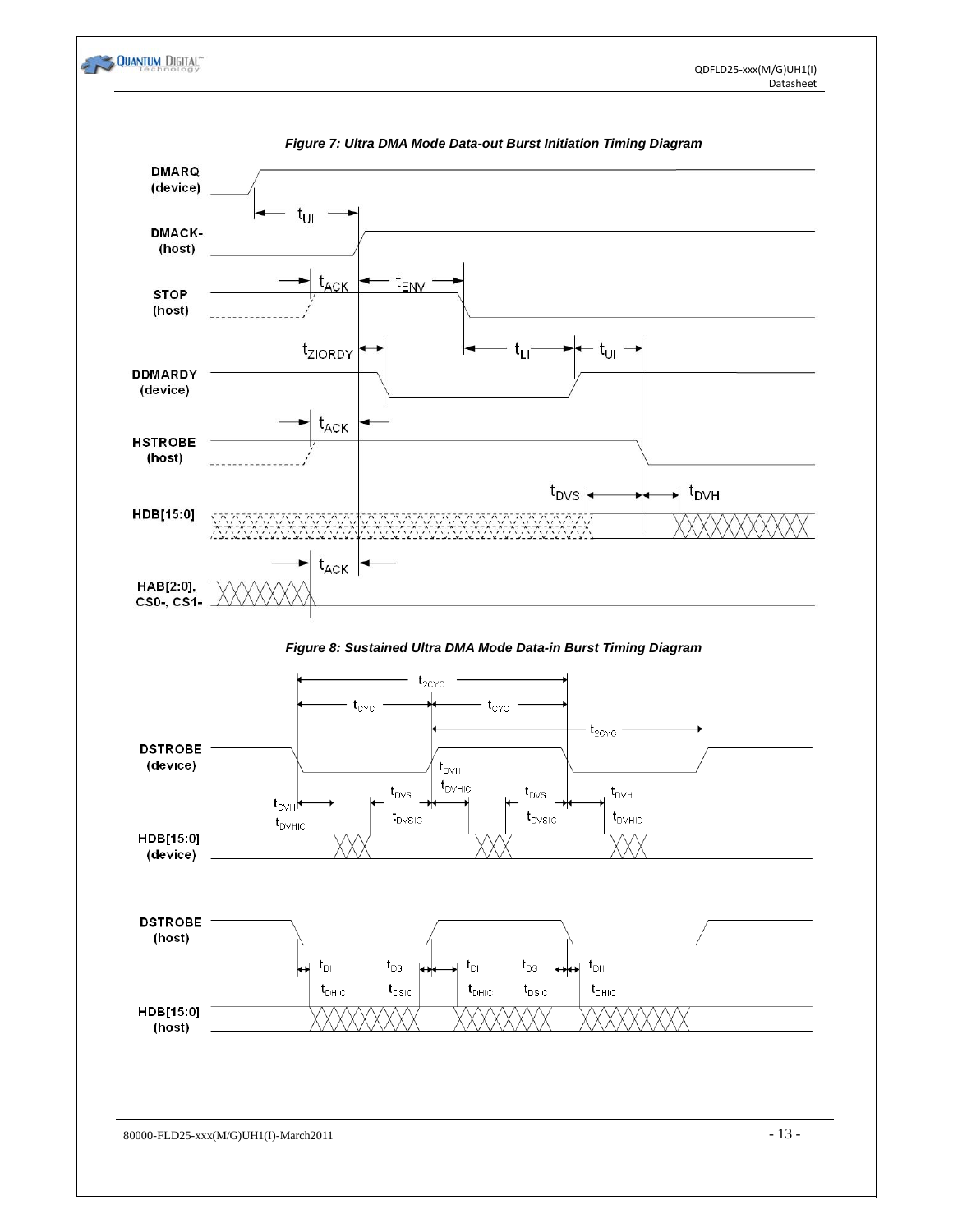*Figure 7: Ultra DMA Mode Data-out Burst Initiation Timing Diagram*

*Figure 8: Sustained Ultra DMA Mode Data-in Burst Timing Diagram*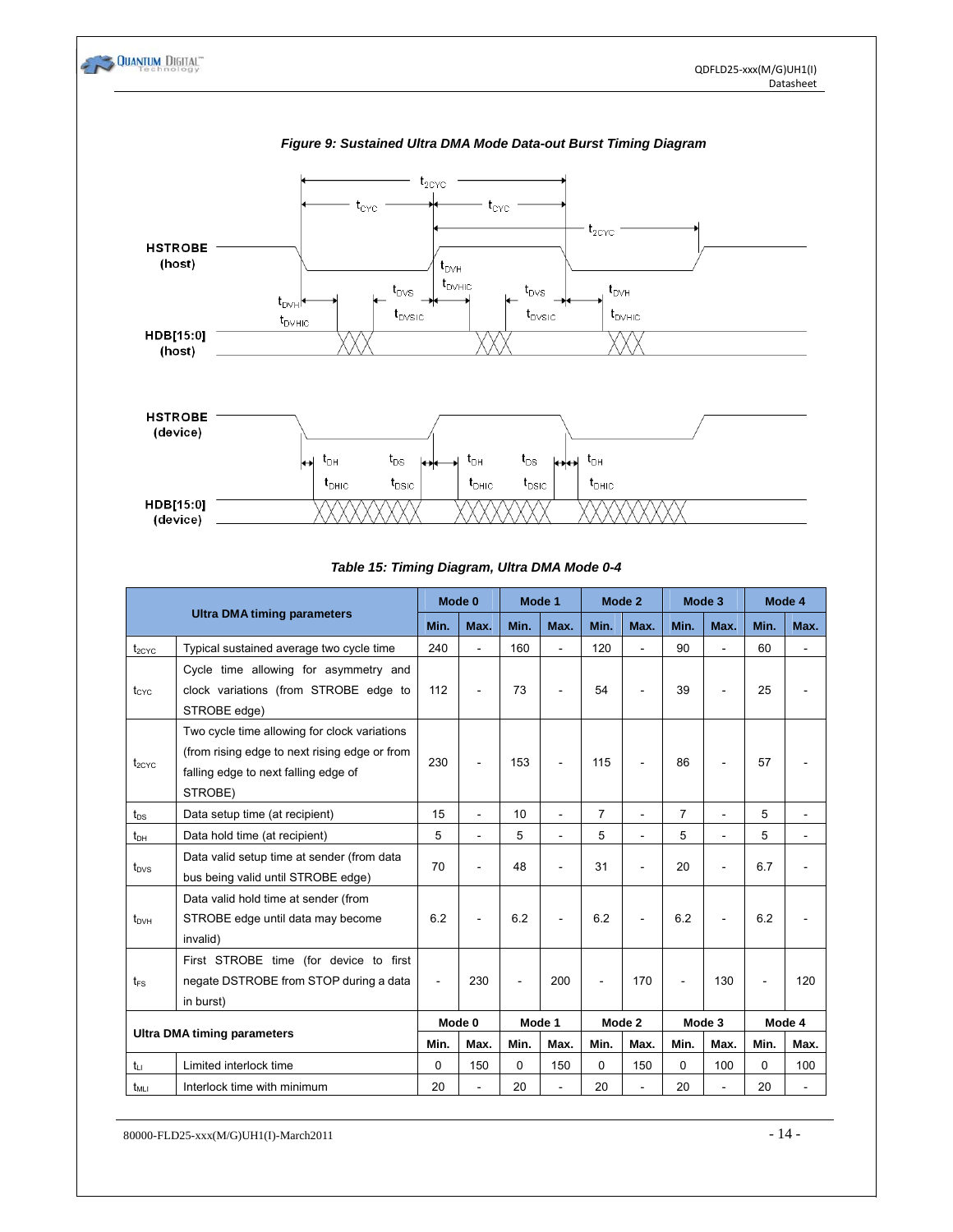*Figure 9: Sustained Ultra DMA Mode Data-out Burst Timing Diagram*

*Table 15: Timing Diagram, Ultra DMA Mode 0-4*

| Ultra DMA timing parameters | | Mode 0 | | Mode 1 | | Mode 2 | | Mode 3 | | Mode 4 | |
|---|---|---|---|---|---|---|---|---|---|---|---|
| | | Min. | Max. | Min. | Max. | Min. | Max. | Min. | Max. | Min. | Max. |
| $t_{2CYC}$ | Typical sustained average two cycle time | 240 | - | 160 | - | 120 | - | 90 | - | 60 | - |
| $t_{CYC}$ | Cycle time allowing for asymmetry and clock variations (from STROBE edge to STROBE edge) | 112 | - | 73 | - | 54 | - | 39 | - | 25 | - |
| $t_{2CYC}$ | Two cycle time allowing for clock variations (from rising edge to next rising edge or from falling edge to next falling edge of STROBE) | 230 | - | 153 | - | 115 | - | 86 | - | 57 | - |
| $t_{DS}$ | Data setup time (at recipient) | 15 | - | 10 | - | 7 | - | 7 | - | 5 | - |
| $t_{DH}$ | Data hold time (at recipient) | 5 | - | 5 | - | 5 | - | 5 | - | 5 | - |
| $t_{DVS}$ | Data valid setup time at sender (from data bus being valid until STROBE edge) | 70 | - | 48 | - | 31 | - | 20 | - | 6.7 | - |
| $t_{DVH}$ | Data valid hold time at sender (from STROBE edge until data may become invalid) | 6.2 | - | 6.2 | - | 6.2 | - | 6.2 | - | 6.2 | - |
| $t_{FS}$ | First STROBE time (for device to first negate DSTROBE from STOP during a data in burst) | - | 230 | - | 200 | - | 170 | - | 130 | - | 120 |
| **Ultra DMA timing parameters** | | **Mode 0** | | **Mode 1** | | **Mode 2** | | **Mode 3** | | **Mode 4** | |
| | | **Min.** | **Max.** | **Min.** | **Max.** | **Min.** | **Max.** | **Min.** | **Max.** | **Min.** | **Max.** |
| $t_{LI}$ | Limited interlock time | 0 | 150 | 0 | 150 | 0 | 150 | 0 | 100 | 0 | 100 |
| $t_{MLI}$ | Interlock time with minimum | 20 | - | 20 | - | 20 | - | 20 | - | 20 | - |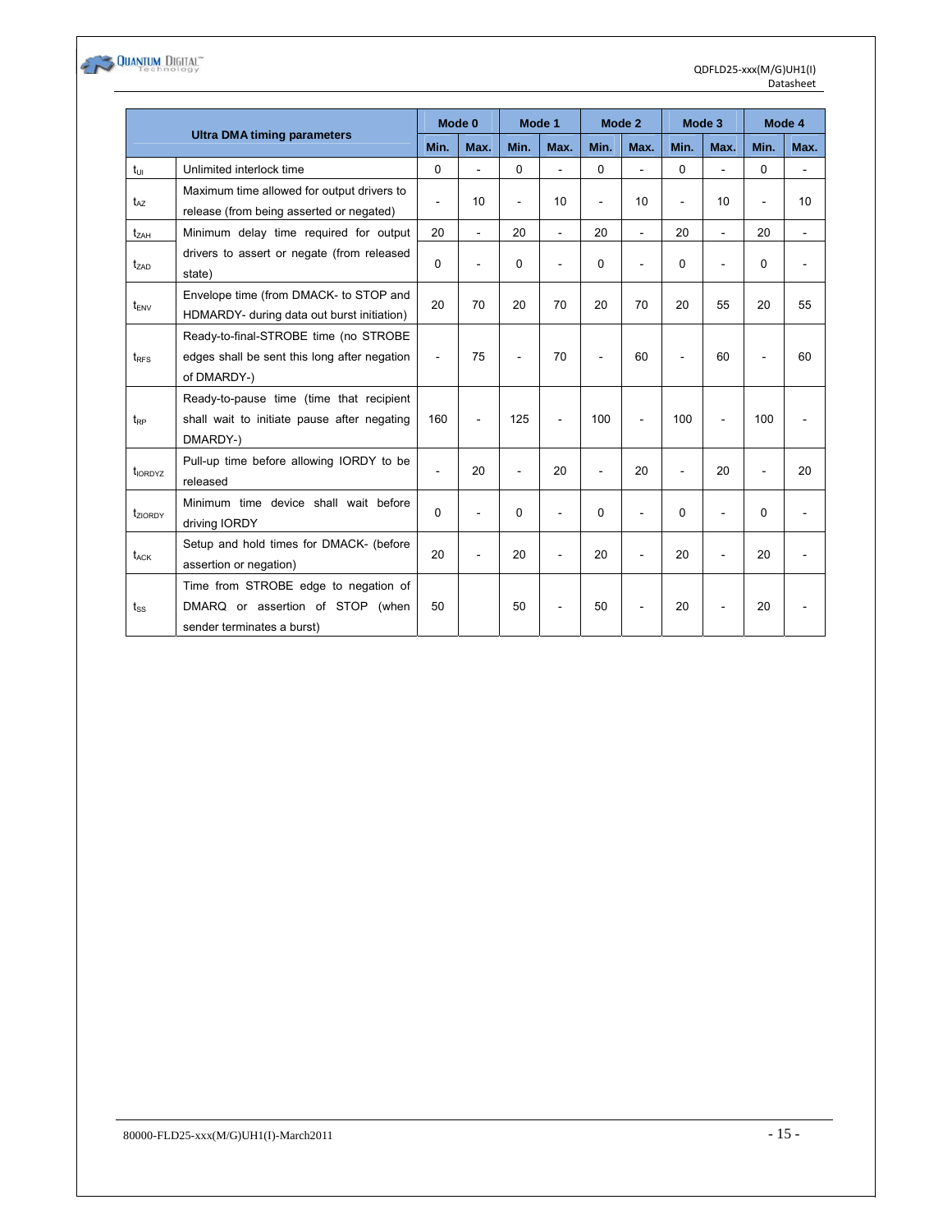| Ultra DMA timing parameters | | Mode 0 | | Mode 1 | | Mode 2 | | Mode 3 | | Mode 4 | |
|---|---|---|---|---|---|---|---|---|---|---|---|
| | | Min. | Max. | Min. | Max. | Min. | Max. | Min. | Max. | Min. | Max. |
| $t_{UI}$ | Unlimited interlock time | 0 | - | 0 | - | 0 | - | 0 | - | 0 | - |
| $t_{AZ}$ | Maximum time allowed for output drivers to release (from being asserted or negated) | - | 10 | - | 10 | - | 10 | - | 10 | - | 10 |
| $t_{ZAH}$ | Minimum delay time required for output drivers to assert or negate (from released state) | 20 | - | 20 | - | 20 | - | 20 | - | 20 | - |
| $t_{ZAD}$ | | 0 | - | 0 | - | 0 | - | 0 | - | 0 | - |
| $t_{ENV}$ | Envelope time (from DMACK- to STOP and HDMARDY- during data out burst initiation) | 20 | 70 | 20 | 70 | 20 | 70 | 20 | 55 | 20 | 55 |
| $t_{RFS}$ | Ready-to-final-STROBE time (no STROBE edges shall be sent this long after negation of DMARDY-) | - | 75 | - | 70 | - | 60 | - | 60 | - | 60 |
| $t_{RP}$ | Ready-to-pause time (time that recipient shall wait to initiate pause after negating DMARDY-) | 160 | - | 125 | - | 100 | - | 100 | - | 100 | - |
| $t_{IORDYZ}$ | Pull-up time before allowing IORDY to be released | - | 20 | - | 20 | - | 20 | - | 20 | - | 20 |
| $t_{ZIORDY}$ | Minimum time device shall wait before driving IORDY | 0 | - | 0 | - | 0 | - | 0 | - | 0 | - |
| $t_{ACK}$ | Setup and hold times for DMACK- (before assertion or negation) | 20 | - | 20 | - | 20 | - | 20 | - | 20 | - |
| $t_{SS}$ | Time from STROBE edge to negation of DMARQ or assertion of STOP (when sender terminates a burst) | 50 | | 50 | - | 50 | - | 20 | - | 20 | - |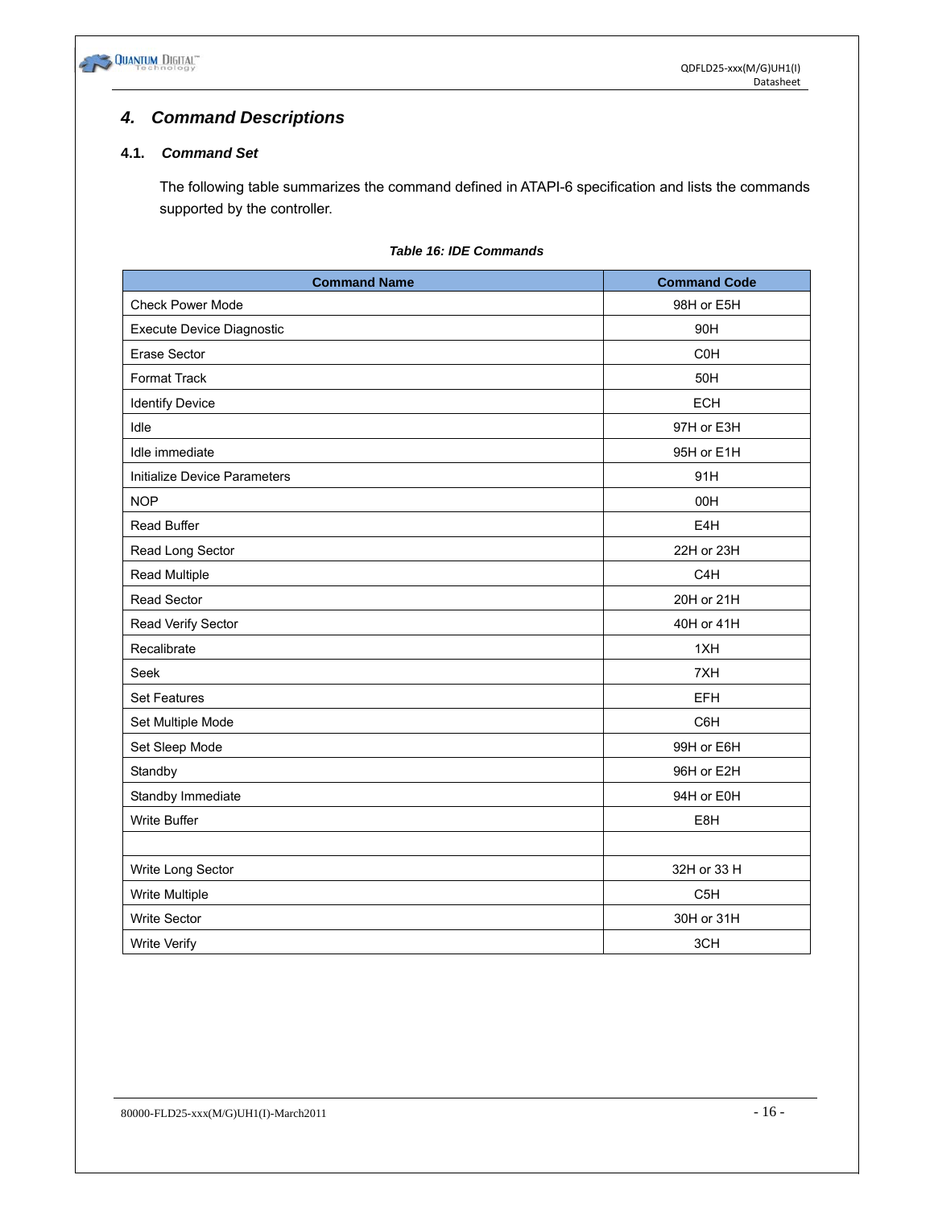# 4. Command Descriptions

## 4.1. Command Set

The following table summarizes the command defined in ATAPI-6 specification and lists the commands supported by the controller.

*Table 16: IDE Commands*

| Command Name | Command Code |
|---|---|
| Check Power Mode | 98H or E5H |
| Execute Device Diagnostic | 90H |
| Erase Sector | C0H |
| Format Track | 50H |
| Identify Device | ECH |
| Idle | 97H or E3H |
| Idle immediate | 95H or E1H |
| Initialize Device Parameters | 91H |
| NOP | 00H |
| Read Buffer | E4H |
| Read Long Sector | 22H or 23H |
| Read Multiple | C4H |
| Read Sector | 20H or 21H |
| Read Verify Sector | 40H or 41H |
| Recalibrate | 1XH |
| Seek | 7XH |
| Set Features | EFH |
| Set Multiple Mode | C6H |
| Set Sleep Mode | 99H or E6H |
| Standby | 96H or E2H |
| Standby Immediate | 94H or E0H |
| Write Buffer | E8H |
| | |
| Write Long Sector | 32H or 33 H |
| Write Multiple | C5H |
| Write Sector | 30H or 31H |
| Write Verify | 3CH |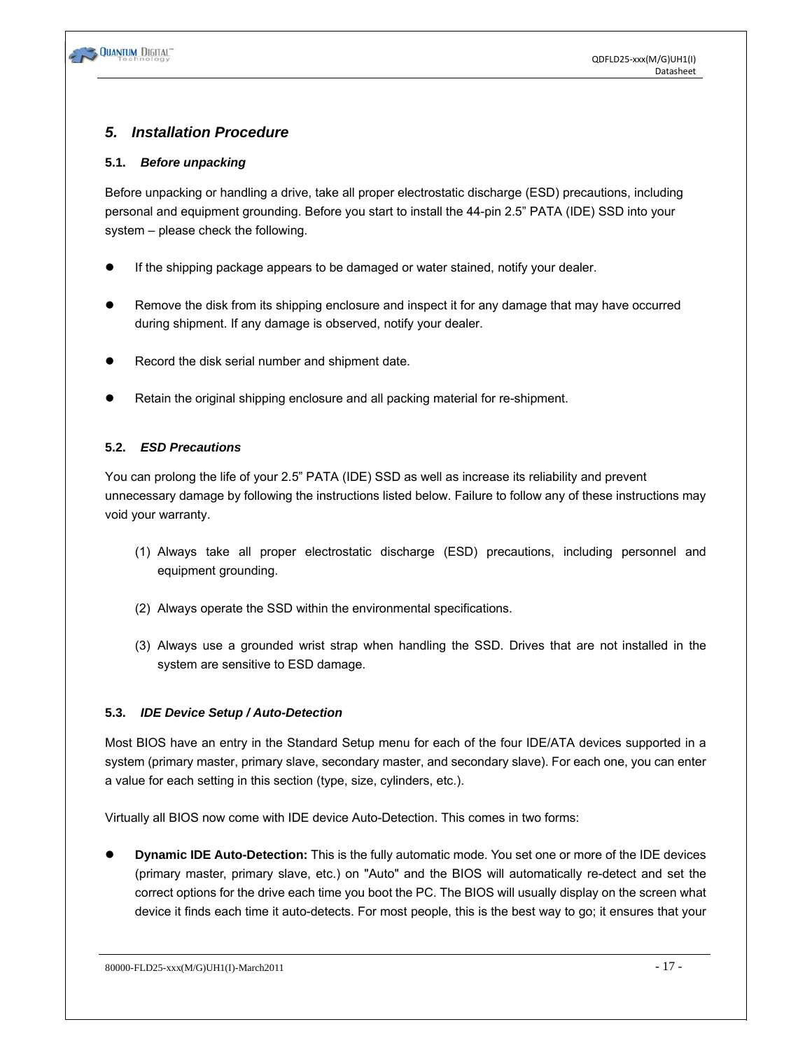## 5. Installation Procedure

### 5.1. *Before unpacking*

Before unpacking or handling a drive, take all proper electrostatic discharge (ESD) precautions, including personal and equipment grounding. Before you start to install the 44-pin 2.5" PATA (IDE) SSD into your system – please check the following.

- If the shipping package appears to be damaged or water stained, notify your dealer.
- Remove the disk from its shipping enclosure and inspect it for any damage that may have occurred during shipment. If any damage is observed, notify your dealer.
- Record the disk serial number and shipment date.
- Retain the original shipping enclosure and all packing material for re-shipment.

### 5.2. *ESD Precautions*

You can prolong the life of your 2.5" PATA (IDE) SSD as well as increase its reliability and prevent unnecessary damage by following the instructions listed below. Failure to follow any of these instructions may void your warranty.

(1) Always take all proper electrostatic discharge (ESD) precautions, including personnel and equipment grounding.

(2) Always operate the SSD within the environmental specifications.

(3) Always use a grounded wrist strap when handling the SSD. Drives that are not installed in the system are sensitive to ESD damage.

### 5.3. *IDE Device Setup / Auto-Detection*

Most BIOS have an entry in the Standard Setup menu for each of the four IDE/ATA devices supported in a system (primary master, primary slave, secondary master, and secondary slave). For each one, you can enter a value for each setting in this section (type, size, cylinders, etc.).

Virtually all BIOS now come with IDE device Auto-Detection. This comes in two forms:

- **Dynamic IDE Auto-Detection:** This is the fully automatic mode. You set one or more of the IDE devices (primary master, primary slave, etc.) on "Auto" and the BIOS will automatically re-detect and set the correct options for the drive each time you boot the PC. The BIOS will usually display on the screen what device it finds each time it auto-detects. For most people, this is the best way to go; it ensures that your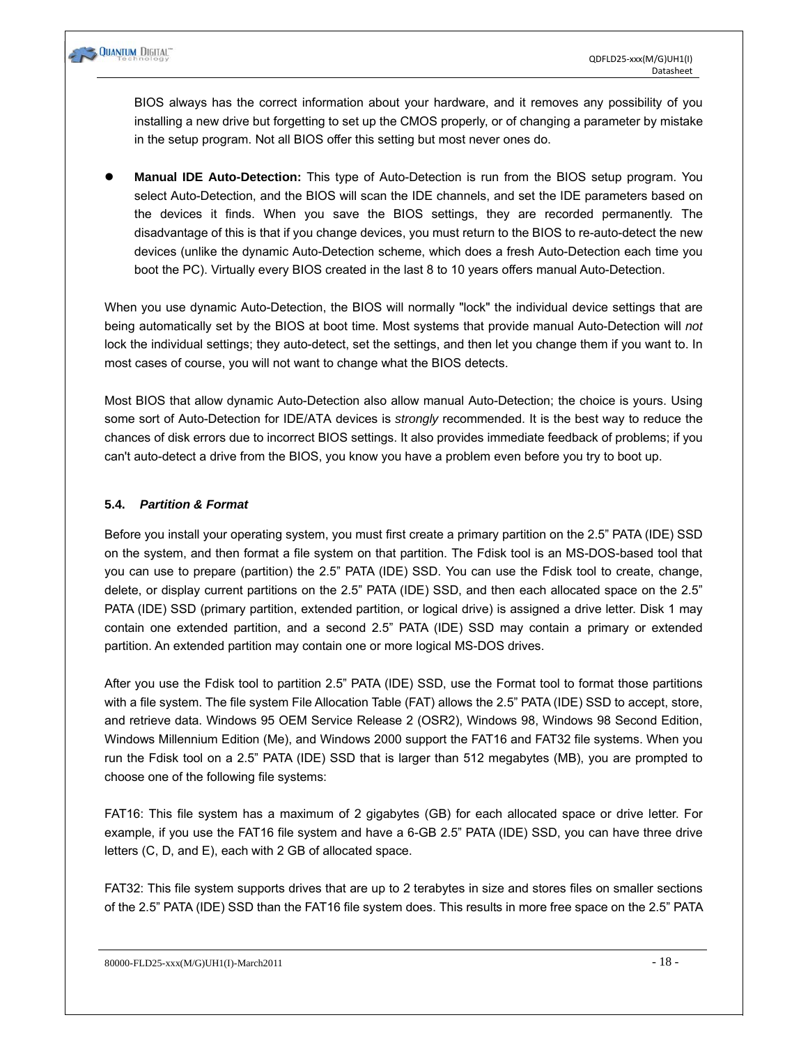BIOS always has the correct information about your hardware, and it removes any possibility of you installing a new drive but forgetting to set up the CMOS properly, or of changing a parameter by mistake in the setup program. Not all BIOS offer this setting but most never ones do.

- **Manual IDE Auto-Detection:** This type of Auto-Detection is run from the BIOS setup program. You select Auto-Detection, and the BIOS will scan the IDE channels, and set the IDE parameters based on the devices it finds. When you save the BIOS settings, they are recorded permanently. The disadvantage of this is that if you change devices, you must return to the BIOS to re-auto-detect the new devices (unlike the dynamic Auto-Detection scheme, which does a fresh Auto-Detection each time you boot the PC). Virtually every BIOS created in the last 8 to 10 years offers manual Auto-Detection.

When you use dynamic Auto-Detection, the BIOS will normally "lock" the individual device settings that are being automatically set by the BIOS at boot time. Most systems that provide manual Auto-Detection will *not* lock the individual settings; they auto-detect, set the settings, and then let you change them if you want to. In most cases of course, you will not want to change what the BIOS detects.

Most BIOS that allow dynamic Auto-Detection also allow manual Auto-Detection; the choice is yours. Using some sort of Auto-Detection for IDE/ATA devices is *strongly* recommended. It is the best way to reduce the chances of disk errors due to incorrect BIOS settings. It also provides immediate feedback of problems; if you can't auto-detect a drive from the BIOS, you know you have a problem even before you try to boot up.

### 5.4. *Partition & Format*

Before you install your operating system, you must first create a primary partition on the 2.5" PATA (IDE) SSD on the system, and then format a file system on that partition. The Fdisk tool is an MS-DOS-based tool that you can use to prepare (partition) the 2.5" PATA (IDE) SSD. You can use the Fdisk tool to create, change, delete, or display current partitions on the 2.5" PATA (IDE) SSD, and then each allocated space on the 2.5" PATA (IDE) SSD (primary partition, extended partition, or logical drive) is assigned a drive letter. Disk 1 may contain one extended partition, and a second 2.5" PATA (IDE) SSD may contain a primary or extended partition. An extended partition may contain one or more logical MS-DOS drives.

After you use the Fdisk tool to partition 2.5" PATA (IDE) SSD, use the Format tool to format those partitions with a file system. The file system File Allocation Table (FAT) allows the 2.5" PATA (IDE) SSD to accept, store, and retrieve data. Windows 95 OEM Service Release 2 (OSR2), Windows 98, Windows 98 Second Edition, Windows Millennium Edition (Me), and Windows 2000 support the FAT16 and FAT32 file systems. When you run the Fdisk tool on a 2.5" PATA (IDE) SSD that is larger than 512 megabytes (MB), you are prompted to choose one of the following file systems:

FAT16: This file system has a maximum of 2 gigabytes (GB) for each allocated space or drive letter. For example, if you use the FAT16 file system and have a 6-GB 2.5" PATA (IDE) SSD, you can have three drive letters (C, D, and E), each with 2 GB of allocated space.

FAT32: This file system supports drives that are up to 2 terabytes in size and stores files on smaller sections of the 2.5" PATA (IDE) SSD than the FAT16 file system does. This results in more free space on the 2.5" PATA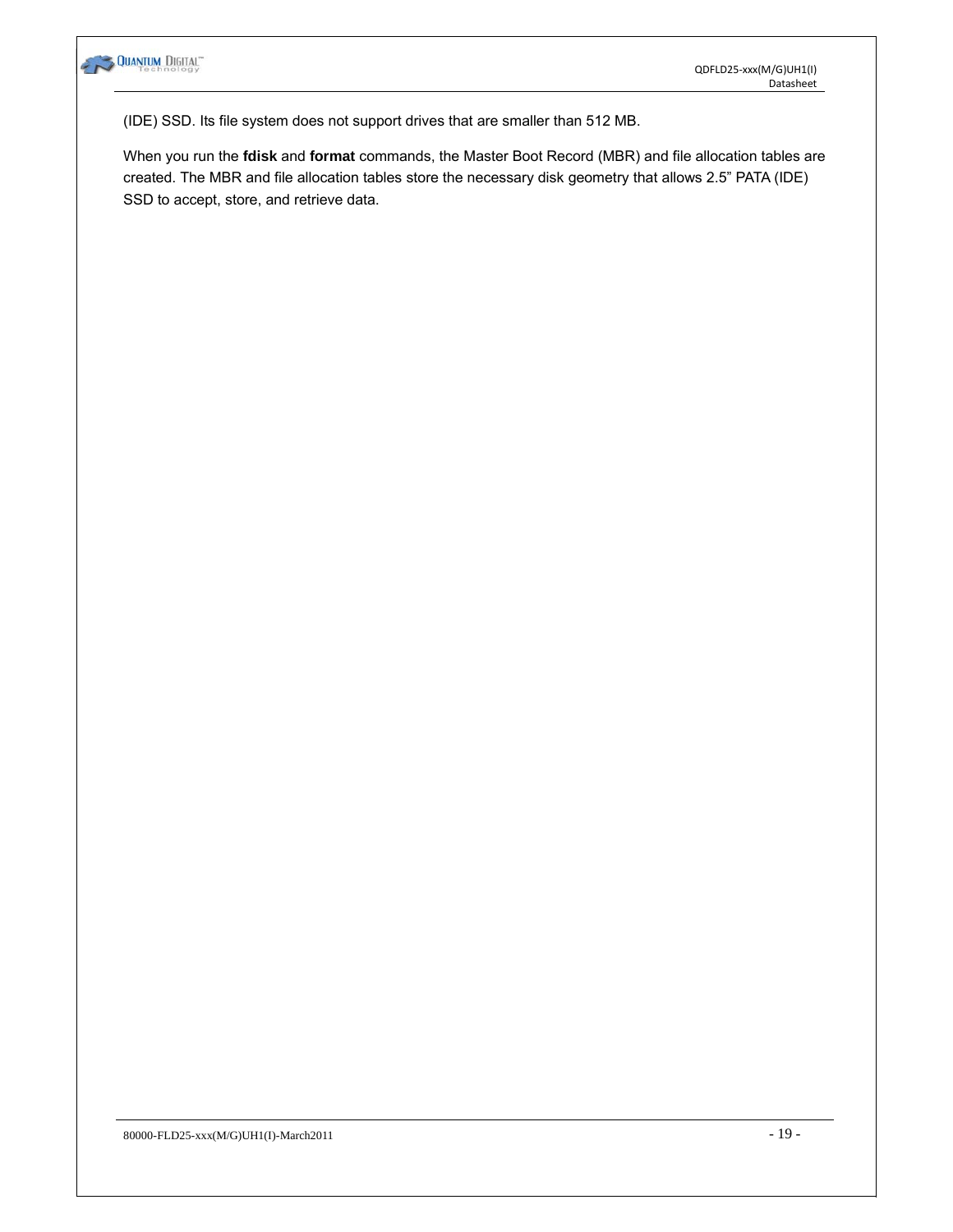(IDE) SSD. Its file system does not support drives that are smaller than 512 MB.

When you run the **fdisk** and **format** commands, the Master Boot Record (MBR) and file allocation tables are created. The MBR and file allocation tables store the necessary disk geometry that allows 2.5" PATA (IDE) SSD to accept, store, and retrieve data.